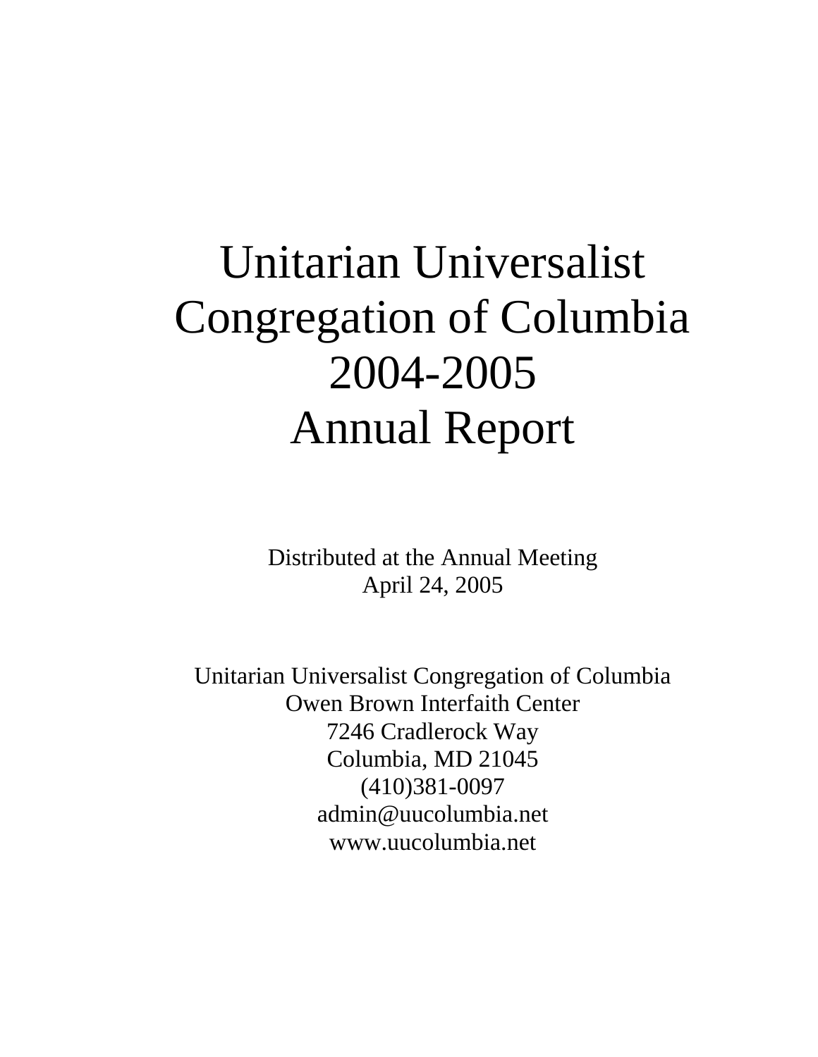# Unitarian Universalist Congregation of Columbia 2004-2005 Annual Report

Distributed at the Annual Meeting
April 24, 2005

Unitarian Universalist Congregation of Columbia
Owen Brown Interfaith Center
7246 Cradlerock Way
Columbia, MD 21045
(410)381-0097
admin@uucolumbia.net
www.uucolumbia.net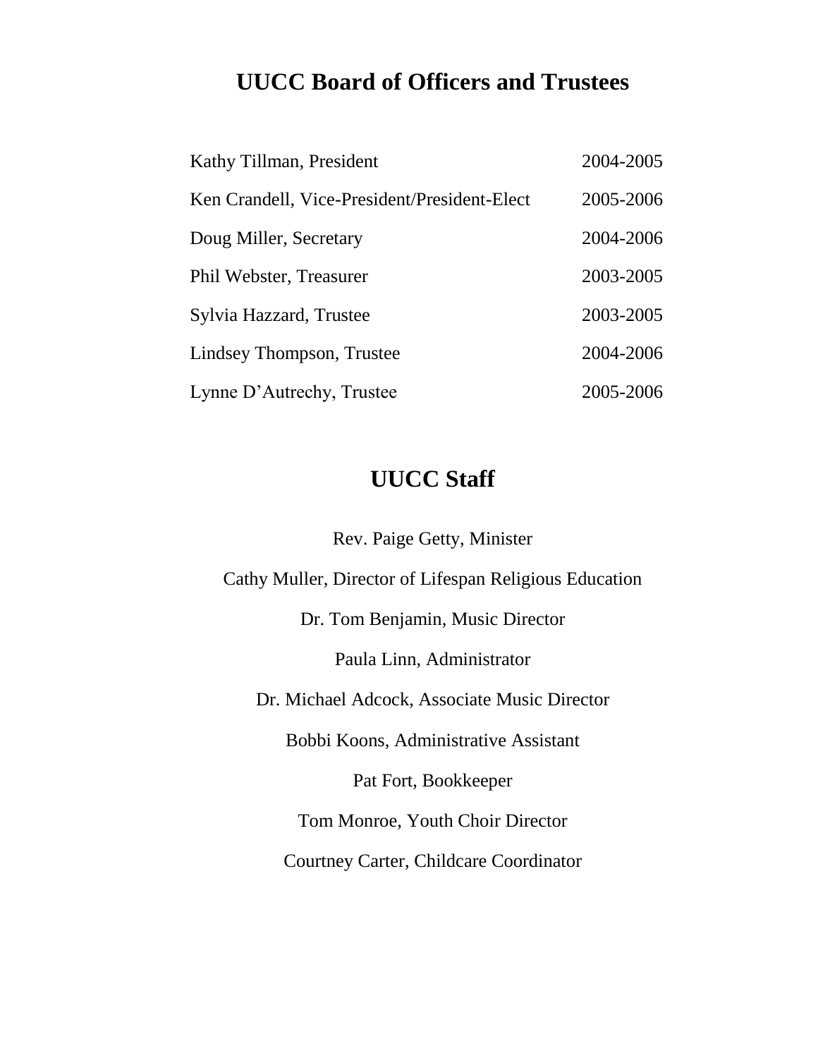# UUCC Board of Officers and Trustees

| | |
|---|---|
| Kathy Tillman, President | 2004-2005 |
| Ken Crandell, Vice-President/President-Elect | 2005-2006 |
| Doug Miller, Secretary | 2004-2006 |
| Phil Webster, Treasurer | 2003-2005 |
| Sylvia Hazzard, Trustee | 2003-2005 |
| Lindsey Thompson, Trustee | 2004-2006 |
| Lynne D'Autrechy, Trustee | 2005-2006 |

# UUCC Staff

Rev. Paige Getty, Minister

Cathy Muller, Director of Lifespan Religious Education

Dr. Tom Benjamin, Music Director

Paula Linn, Administrator

Dr. Michael Adcock, Associate Music Director

Bobbi Koons, Administrative Assistant

Pat Fort, Bookkeeper

Tom Monroe, Youth Choir Director

Courtney Carter, Childcare Coordinator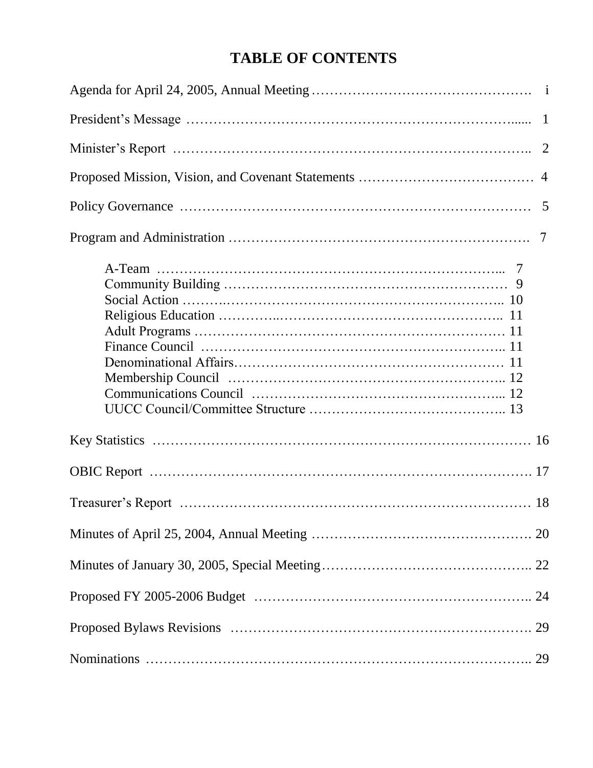# TABLE OF CONTENTS

Agenda for April 24, 2005, Annual Meeting ............................................. i

President's Message ................................................................ 1

Minister's Report ................................................................... 2

Proposed Mission, Vision, and Covenant Statements ................................... 4

Policy Governance ................................................................... 5

Program and Administration .......................................................... 7

- A-Team ............................................................... 7
- Community Building .................................................... 9
- Social Action ........................................................ 10
- Religious Education .................................................. 11
- Adult Programs ....................................................... 11
- Finance Council ...................................................... 11
- Denominational Affairs................................................ 11
- Membership Council ................................................... 12
- Communications Council ............................................... 12
- UUCC Council/Committee Structure ..................................... 13

Key Statistics ..................................................................... 16

OBIC Report ........................................................................ 17

Treasurer's Report ................................................................. 18

Minutes of April 25, 2004, Annual Meeting ........................................... 20

Minutes of January 30, 2005, Special Meeting......................................... 22

Proposed FY 2005-2006 Budget ........................................................ 24

Proposed Bylaws Revisions ........................................................... 29

Nominations ........................................................................ 29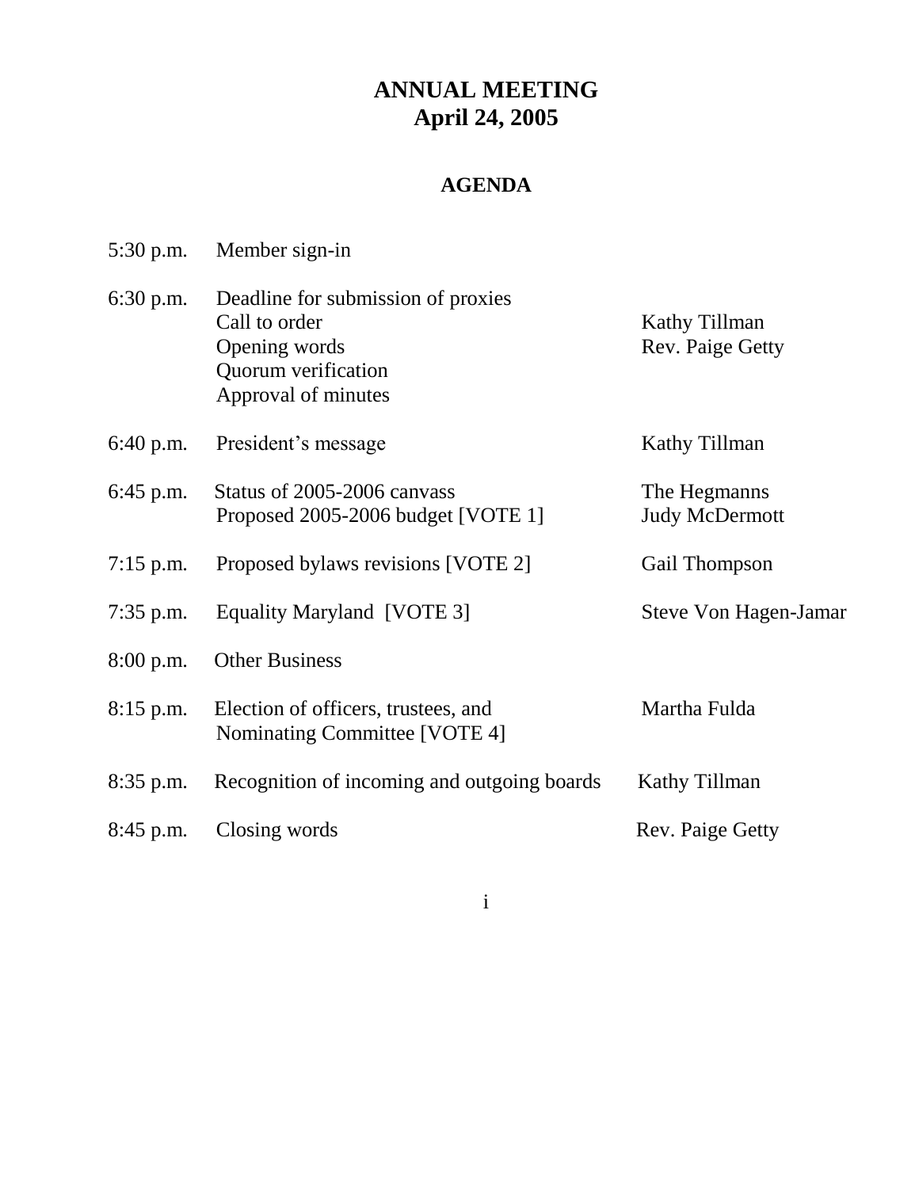# ANNUAL MEETING
# April 24, 2005

## AGENDA

| Time | Item | Presenter |
|---|---|---|
| 5:30 p.m. | Member sign-in | |
| 6:30 p.m. | Deadline for submission of proxies | |
| | Call to order | Kathy Tillman |
| | Opening words | Rev. Paige Getty |
| | Quorum verification | |
| | Approval of minutes | |
| 6:40 p.m. | President's message | Kathy Tillman |
| 6:45 p.m. | Status of 2005-2006 canvass | The Hegmanns |
| | Proposed 2005-2006 budget [VOTE 1] | Judy McDermott |
| 7:15 p.m. | Proposed bylaws revisions [VOTE 2] | Gail Thompson |
| 7:35 p.m. | Equality Maryland [VOTE 3] | Steve Von Hagen-Jamar |
| 8:00 p.m. | Other Business | |
| 8:15 p.m. | Election of officers, trustees, and Nominating Committee [VOTE 4] | Martha Fulda |
| 8:35 p.m. | Recognition of incoming and outgoing boards | Kathy Tillman |
| 8:45 p.m. | Closing words | Rev. Paige Getty |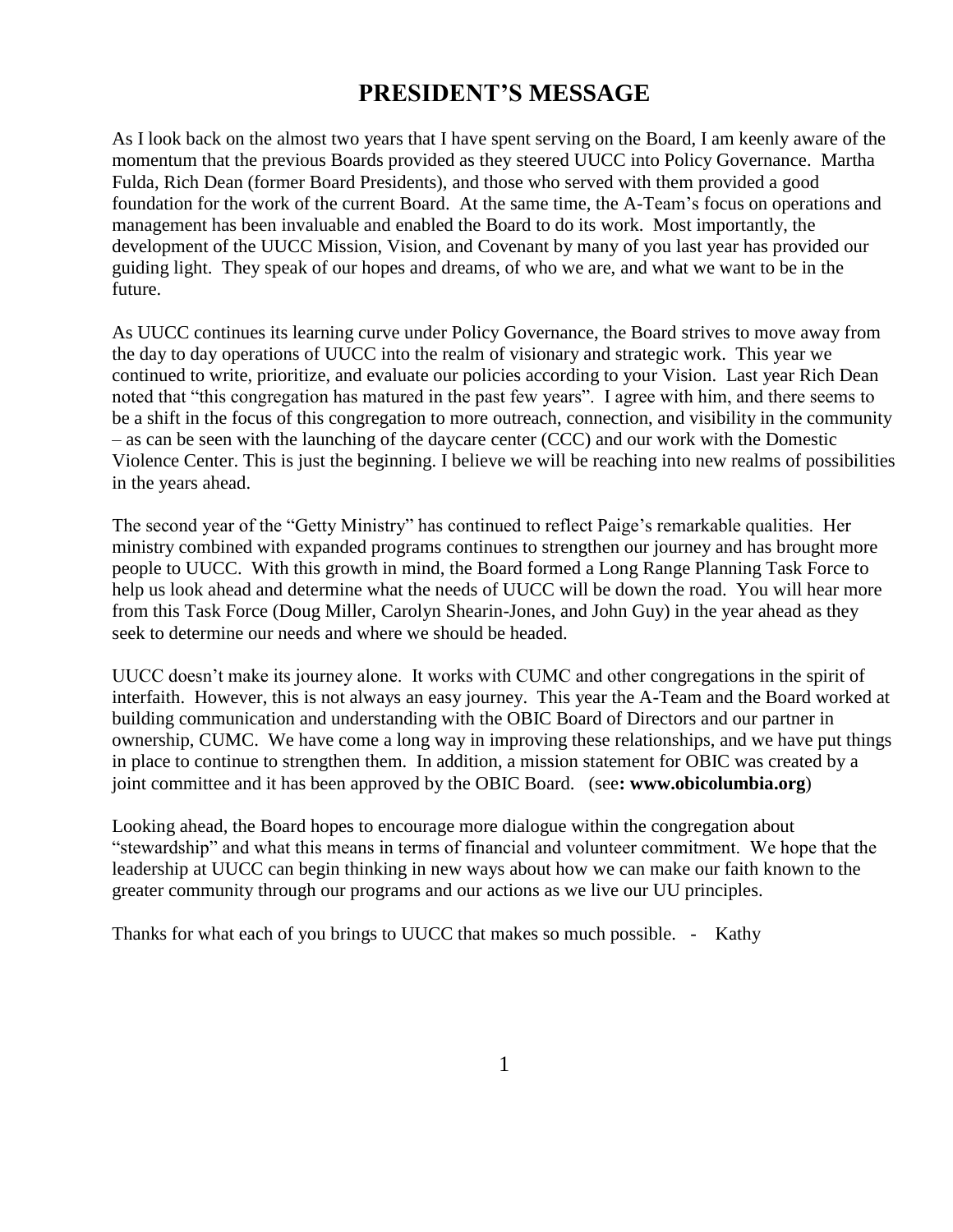# PRESIDENT'S MESSAGE

As I look back on the almost two years that I have spent serving on the Board, I am keenly aware of the momentum that the previous Boards provided as they steered UUCC into Policy Governance. Martha Fulda, Rich Dean (former Board Presidents), and those who served with them provided a good foundation for the work of the current Board. At the same time, the A-Team's focus on operations and management has been invaluable and enabled the Board to do its work. Most importantly, the development of the UUCC Mission, Vision, and Covenant by many of you last year has provided our guiding light. They speak of our hopes and dreams, of who we are, and what we want to be in the future.

As UUCC continues its learning curve under Policy Governance, the Board strives to move away from the day to day operations of UUCC into the realm of visionary and strategic work. This year we continued to write, prioritize, and evaluate our policies according to your Vision. Last year Rich Dean noted that "this congregation has matured in the past few years". I agree with him, and there seems to be a shift in the focus of this congregation to more outreach, connection, and visibility in the community – as can be seen with the launching of the daycare center (CCC) and our work with the Domestic Violence Center. This is just the beginning. I believe we will be reaching into new realms of possibilities in the years ahead.

The second year of the "Getty Ministry" has continued to reflect Paige's remarkable qualities. Her ministry combined with expanded programs continues to strengthen our journey and has brought more people to UUCC. With this growth in mind, the Board formed a Long Range Planning Task Force to help us look ahead and determine what the needs of UUCC will be down the road. You will hear more from this Task Force (Doug Miller, Carolyn Shearin-Jones, and John Guy) in the year ahead as they seek to determine our needs and where we should be headed.

UUCC doesn't make its journey alone. It works with CUMC and other congregations in the spirit of interfaith. However, this is not always an easy journey. This year the A-Team and the Board worked at building communication and understanding with the OBIC Board of Directors and our partner in ownership, CUMC. We have come a long way in improving these relationships, and we have put things in place to continue to strengthen them. In addition, a mission statement for OBIC was created by a joint committee and it has been approved by the OBIC Board. (see**: www.obicolumbia.org**)

Looking ahead, the Board hopes to encourage more dialogue within the congregation about "stewardship" and what this means in terms of financial and volunteer commitment. We hope that the leadership at UUCC can begin thinking in new ways about how we can make our faith known to the greater community through our programs and our actions as we live our UU principles.

Thanks for what each of you brings to UUCC that makes so much possible. - Kathy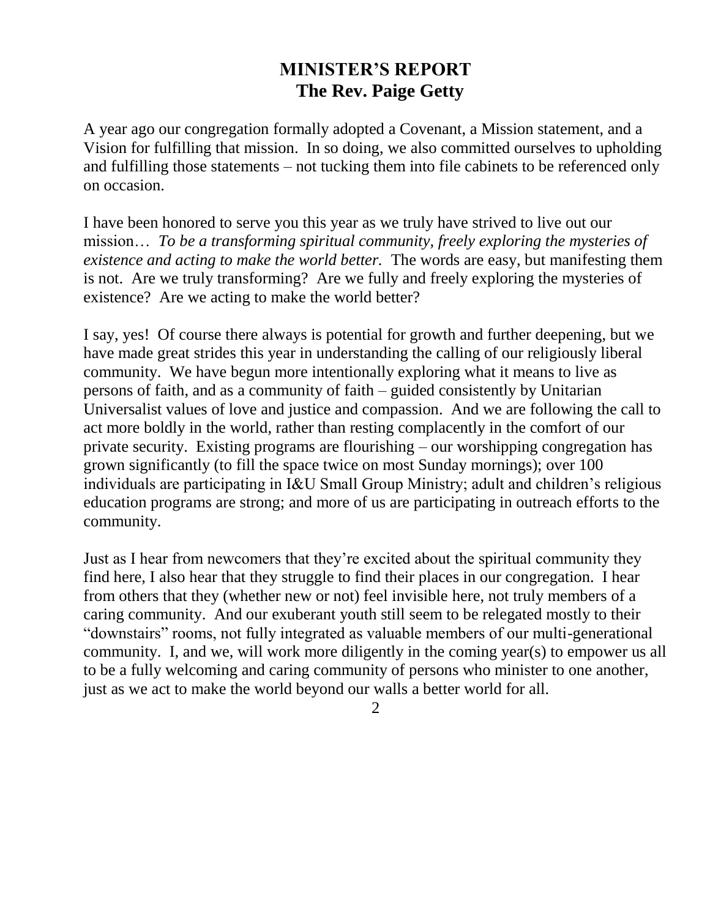# MINISTER'S REPORT
## The Rev. Paige Getty

A year ago our congregation formally adopted a Covenant, a Mission statement, and a Vision for fulfilling that mission. In so doing, we also committed ourselves to upholding and fulfilling those statements – not tucking them into file cabinets to be referenced only on occasion.

I have been honored to serve you this year as we truly have strived to live out our mission… *To be a transforming spiritual community, freely exploring the mysteries of existence and acting to make the world better.* The words are easy, but manifesting them is not. Are we truly transforming? Are we fully and freely exploring the mysteries of existence? Are we acting to make the world better?

I say, yes! Of course there always is potential for growth and further deepening, but we have made great strides this year in understanding the calling of our religiously liberal community. We have begun more intentionally exploring what it means to live as persons of faith, and as a community of faith – guided consistently by Unitarian Universalist values of love and justice and compassion. And we are following the call to act more boldly in the world, rather than resting complacently in the comfort of our private security. Existing programs are flourishing – our worshipping congregation has grown significantly (to fill the space twice on most Sunday mornings); over 100 individuals are participating in I&U Small Group Ministry; adult and children's religious education programs are strong; and more of us are participating in outreach efforts to the community.

Just as I hear from newcomers that they're excited about the spiritual community they find here, I also hear that they struggle to find their places in our congregation. I hear from others that they (whether new or not) feel invisible here, not truly members of a caring community. And our exuberant youth still seem to be relegated mostly to their "downstairs" rooms, not fully integrated as valuable members of our multi-generational community. I, and we, will work more diligently in the coming year(s) to empower us all to be a fully welcoming and caring community of persons who minister to one another, just as we act to make the world beyond our walls a better world for all.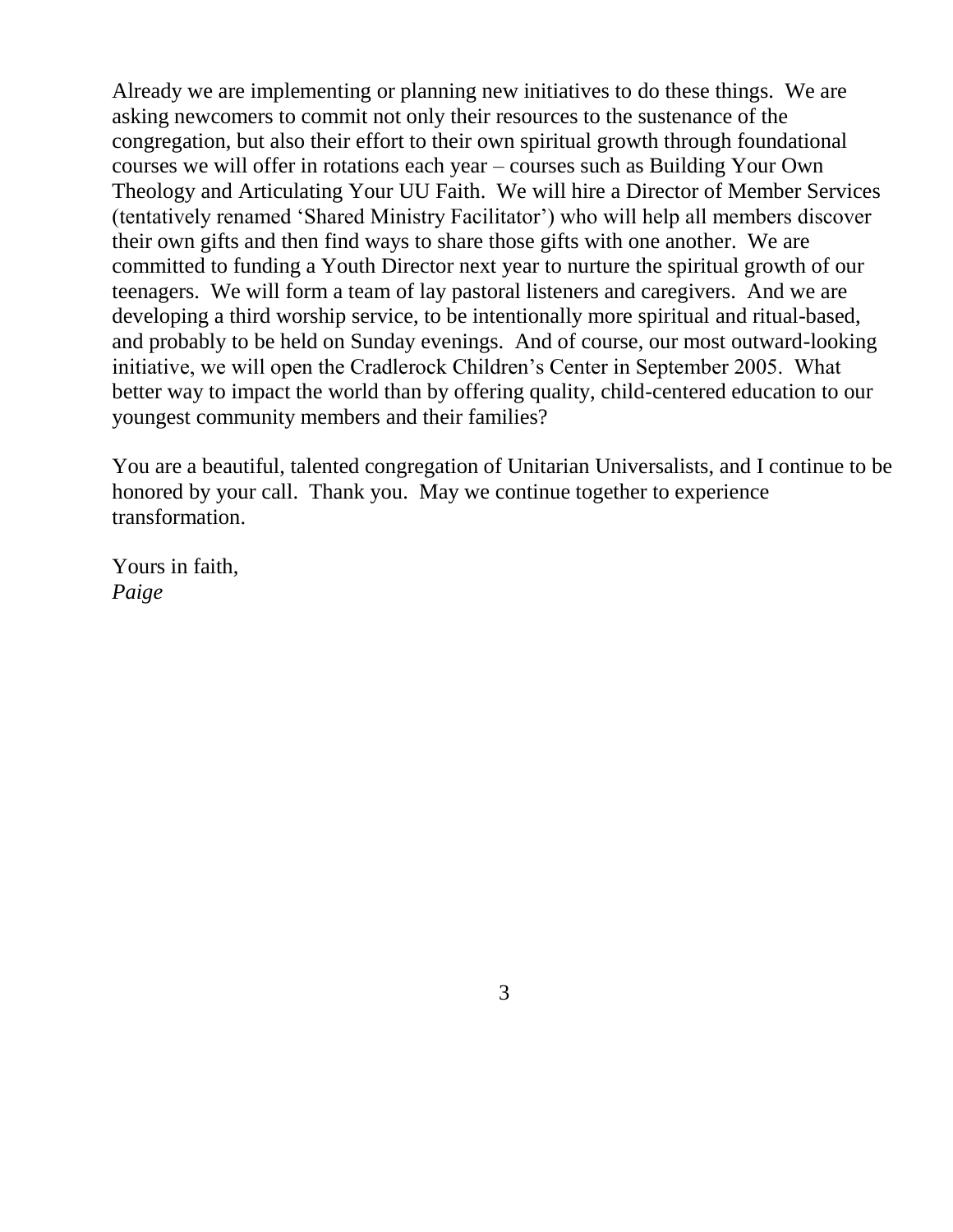Already we are implementing or planning new initiatives to do these things. We are asking newcomers to commit not only their resources to the sustenance of the congregation, but also their effort to their own spiritual growth through foundational courses we will offer in rotations each year – courses such as Building Your Own Theology and Articulating Your UU Faith. We will hire a Director of Member Services (tentatively renamed 'Shared Ministry Facilitator') who will help all members discover their own gifts and then find ways to share those gifts with one another. We are committed to funding a Youth Director next year to nurture the spiritual growth of our teenagers. We will form a team of lay pastoral listeners and caregivers. And we are developing a third worship service, to be intentionally more spiritual and ritual-based, and probably to be held on Sunday evenings. And of course, our most outward-looking initiative, we will open the Cradlerock Children's Center in September 2005. What better way to impact the world than by offering quality, child-centered education to our youngest community members and their families?

You are a beautiful, talented congregation of Unitarian Universalists, and I continue to be honored by your call. Thank you. May we continue together to experience transformation.

Yours in faith,
*Paige*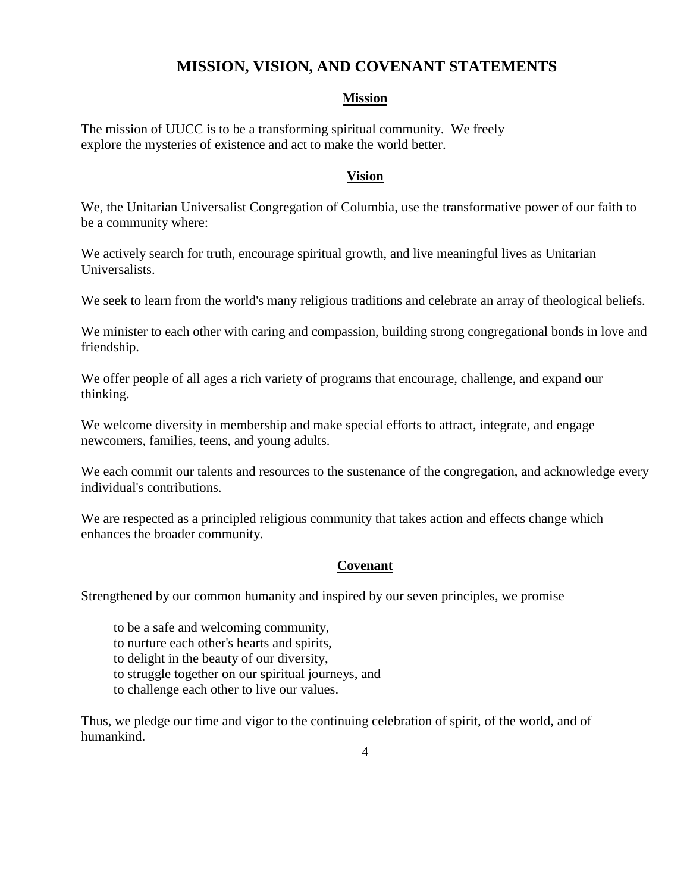# MISSION, VISION, AND COVENANT STATEMENTS

## Mission

The mission of UUCC is to be a transforming spiritual community. We freely explore the mysteries of existence and act to make the world better.

## Vision

We, the Unitarian Universalist Congregation of Columbia, use the transformative power of our faith to be a community where:

We actively search for truth, encourage spiritual growth, and live meaningful lives as Unitarian Universalists.

We seek to learn from the world's many religious traditions and celebrate an array of theological beliefs.

We minister to each other with caring and compassion, building strong congregational bonds in love and friendship.

We offer people of all ages a rich variety of programs that encourage, challenge, and expand our thinking.

We welcome diversity in membership and make special efforts to attract, integrate, and engage newcomers, families, teens, and young adults.

We each commit our talents and resources to the sustenance of the congregation, and acknowledge every individual's contributions.

We are respected as a principled religious community that takes action and effects change which enhances the broader community.

## Covenant

Strengthened by our common humanity and inspired by our seven principles, we promise

> to be a safe and welcoming community,
> to nurture each other's hearts and spirits,
> to delight in the beauty of our diversity,
> to struggle together on our spiritual journeys, and
> to challenge each other to live our values.

Thus, we pledge our time and vigor to the continuing celebration of spirit, of the world, and of humankind.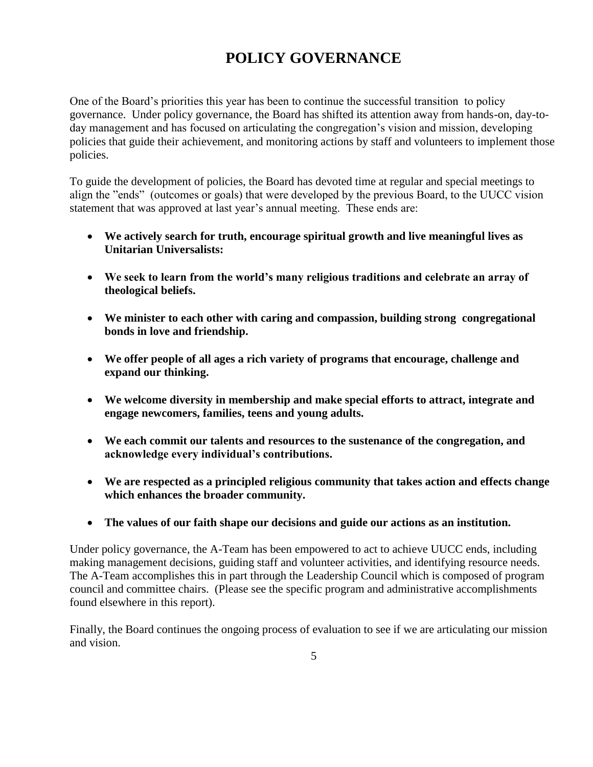# POLICY GOVERNANCE

One of the Board's priorities this year has been to continue the successful transition to policy governance. Under policy governance, the Board has shifted its attention away from hands-on, day-to-day management and has focused on articulating the congregation's vision and mission, developing policies that guide their achievement, and monitoring actions by staff and volunteers to implement those policies.

To guide the development of policies, the Board has devoted time at regular and special meetings to align the "ends" (outcomes or goals) that were developed by the previous Board, to the UUCC vision statement that was approved at last year's annual meeting. These ends are:

- **We actively search for truth, encourage spiritual growth and live meaningful lives as Unitarian Universalists:**
- **We seek to learn from the world's many religious traditions and celebrate an array of theological beliefs.**
- **We minister to each other with caring and compassion, building strong congregational bonds in love and friendship.**
- **We offer people of all ages a rich variety of programs that encourage, challenge and expand our thinking.**
- **We welcome diversity in membership and make special efforts to attract, integrate and engage newcomers, families, teens and young adults.**
- **We each commit our talents and resources to the sustenance of the congregation, and acknowledge every individual's contributions.**
- **We are respected as a principled religious community that takes action and effects change which enhances the broader community.**
- **The values of our faith shape our decisions and guide our actions as an institution.**

Under policy governance, the A-Team has been empowered to act to achieve UUCC ends, including making management decisions, guiding staff and volunteer activities, and identifying resource needs. The A-Team accomplishes this in part through the Leadership Council which is composed of program council and committee chairs. (Please see the specific program and administrative accomplishments found elsewhere in this report).

Finally, the Board continues the ongoing process of evaluation to see if we are articulating our mission and vision.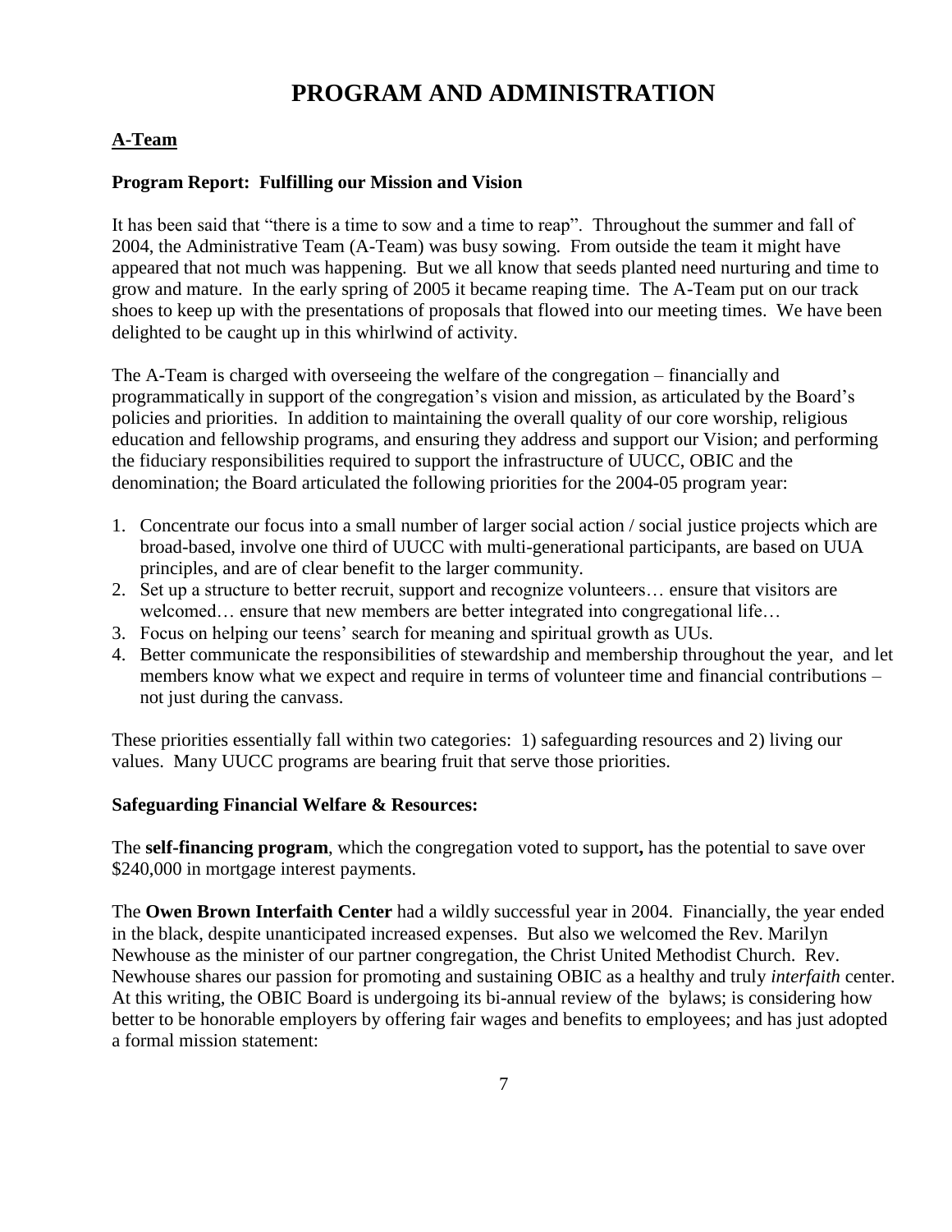# PROGRAM AND ADMINISTRATION

## A-Team

### Program Report: Fulfilling our Mission and Vision

It has been said that "there is a time to sow and a time to reap". Throughout the summer and fall of 2004, the Administrative Team (A-Team) was busy sowing. From outside the team it might have appeared that not much was happening. But we all know that seeds planted need nurturing and time to grow and mature. In the early spring of 2005 it became reaping time. The A-Team put on our track shoes to keep up with the presentations of proposals that flowed into our meeting times. We have been delighted to be caught up in this whirlwind of activity.

The A-Team is charged with overseeing the welfare of the congregation – financially and programmatically in support of the congregation's vision and mission, as articulated by the Board's policies and priorities. In addition to maintaining the overall quality of our core worship, religious education and fellowship programs, and ensuring they address and support our Vision; and performing the fiduciary responsibilities required to support the infrastructure of UUCC, OBIC and the denomination; the Board articulated the following priorities for the 2004-05 program year:

1. Concentrate our focus into a small number of larger social action / social justice projects which are broad-based, involve one third of UUCC with multi-generational participants, are based on UUA principles, and are of clear benefit to the larger community.
2. Set up a structure to better recruit, support and recognize volunteers… ensure that visitors are welcomed… ensure that new members are better integrated into congregational life…
3. Focus on helping our teens' search for meaning and spiritual growth as UUs.
4. Better communicate the responsibilities of stewardship and membership throughout the year, and let members know what we expect and require in terms of volunteer time and financial contributions – not just during the canvass.

These priorities essentially fall within two categories: 1) safeguarding resources and 2) living our values. Many UUCC programs are bearing fruit that serve those priorities.

### Safeguarding Financial Welfare & Resources:

The **self-financing program**, which the congregation voted to support**,** has the potential to save over $240,000 in mortgage interest payments.

The **Owen Brown Interfaith Center** had a wildly successful year in 2004. Financially, the year ended in the black, despite unanticipated increased expenses. But also we welcomed the Rev. Marilyn Newhouse as the minister of our partner congregation, the Christ United Methodist Church. Rev. Newhouse shares our passion for promoting and sustaining OBIC as a healthy and truly *interfaith* center. At this writing, the OBIC Board is undergoing its bi-annual review of the bylaws; is considering how better to be honorable employers by offering fair wages and benefits to employees; and has just adopted a formal mission statement: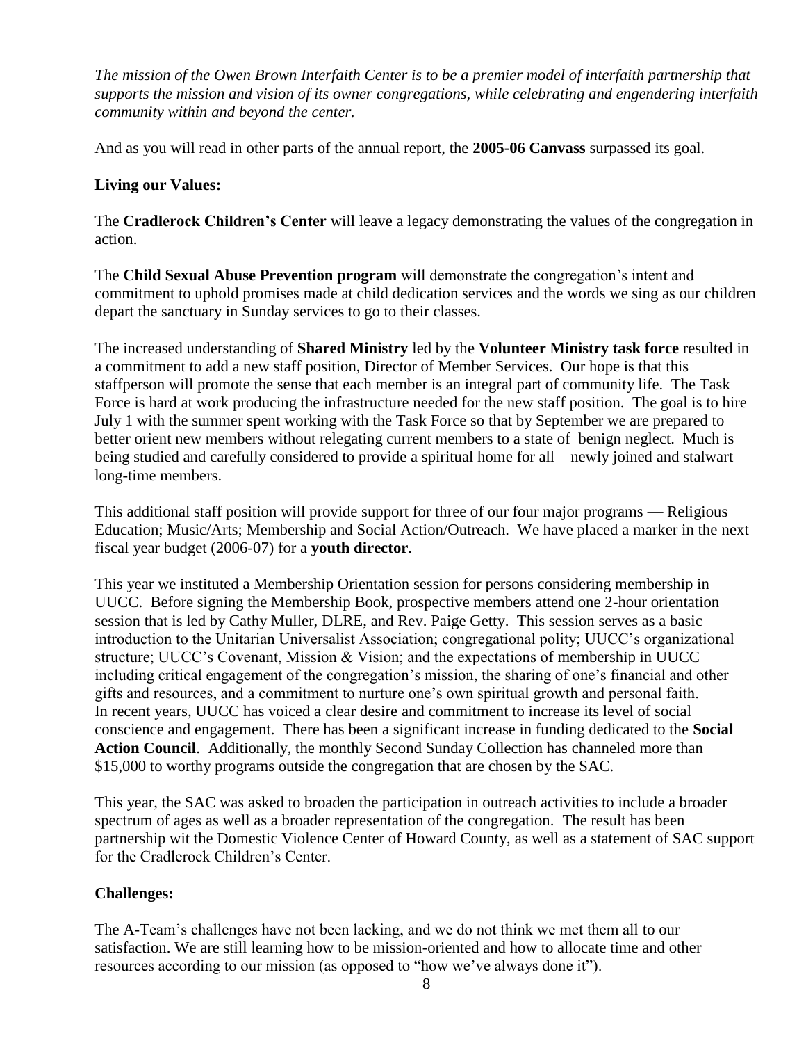*The mission of the Owen Brown Interfaith Center is to be a premier model of interfaith partnership that supports the mission and vision of its owner congregations, while celebrating and engendering interfaith community within and beyond the center.*

And as you will read in other parts of the annual report, the **2005-06 Canvass** surpassed its goal.

**Living our Values:**

The **Cradlerock Children's Center** will leave a legacy demonstrating the values of the congregation in action.

The **Child Sexual Abuse Prevention program** will demonstrate the congregation's intent and commitment to uphold promises made at child dedication services and the words we sing as our children depart the sanctuary in Sunday services to go to their classes.

The increased understanding of **Shared Ministry** led by the **Volunteer Ministry task force** resulted in a commitment to add a new staff position, Director of Member Services. Our hope is that this staffperson will promote the sense that each member is an integral part of community life. The Task Force is hard at work producing the infrastructure needed for the new staff position. The goal is to hire July 1 with the summer spent working with the Task Force so that by September we are prepared to better orient new members without relegating current members to a state of benign neglect. Much is being studied and carefully considered to provide a spiritual home for all – newly joined and stalwart long-time members.

This additional staff position will provide support for three of our four major programs — Religious Education; Music/Arts; Membership and Social Action/Outreach. We have placed a marker in the next fiscal year budget (2006-07) for a **youth director**.

This year we instituted a Membership Orientation session for persons considering membership in UUCC. Before signing the Membership Book, prospective members attend one 2-hour orientation session that is led by Cathy Muller, DLRE, and Rev. Paige Getty. This session serves as a basic introduction to the Unitarian Universalist Association; congregational polity; UUCC's organizational structure; UUCC's Covenant, Mission & Vision; and the expectations of membership in UUCC – including critical engagement of the congregation's mission, the sharing of one's financial and other gifts and resources, and a commitment to nurture one's own spiritual growth and personal faith.
In recent years, UUCC has voiced a clear desire and commitment to increase its level of social conscience and engagement. There has been a significant increase in funding dedicated to the **Social Action Council**. Additionally, the monthly Second Sunday Collection has channeled more than $15,000 to worthy programs outside the congregation that are chosen by the SAC.

This year, the SAC was asked to broaden the participation in outreach activities to include a broader spectrum of ages as well as a broader representation of the congregation. The result has been partnership wit the Domestic Violence Center of Howard County, as well as a statement of SAC support for the Cradlerock Children's Center.

**Challenges:**

The A-Team's challenges have not been lacking, and we do not think we met them all to our satisfaction. We are still learning how to be mission-oriented and how to allocate time and other resources according to our mission (as opposed to "how we've always done it").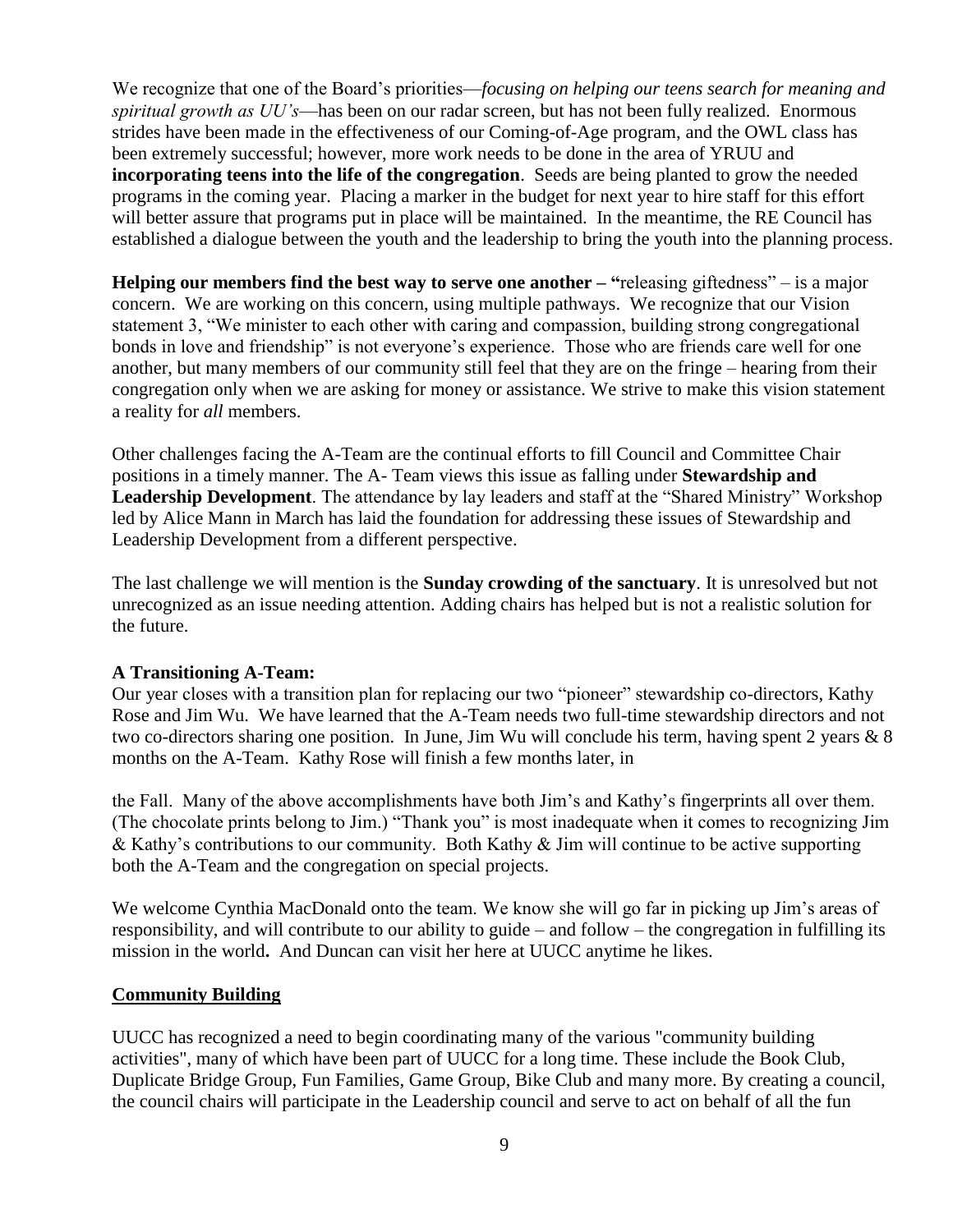We recognize that one of the Board's priorities—*focusing on helping our teens search for meaning and spiritual growth as UU's*—has been on our radar screen, but has not been fully realized. Enormous strides have been made in the effectiveness of our Coming-of-Age program, and the OWL class has been extremely successful; however, more work needs to be done in the area of YRUU and **incorporating teens into the life of the congregation**. Seeds are being planted to grow the needed programs in the coming year. Placing a marker in the budget for next year to hire staff for this effort will better assure that programs put in place will be maintained. In the meantime, the RE Council has established a dialogue between the youth and the leadership to bring the youth into the planning process.

**Helping our members find the best way to serve one another – "**releasing giftedness" – is a major concern. We are working on this concern, using multiple pathways. We recognize that our Vision statement 3, "We minister to each other with caring and compassion, building strong congregational bonds in love and friendship" is not everyone's experience. Those who are friends care well for one another, but many members of our community still feel that they are on the fringe – hearing from their congregation only when we are asking for money or assistance. We strive to make this vision statement a reality for *all* members.

Other challenges facing the A-Team are the continual efforts to fill Council and Committee Chair positions in a timely manner. The A- Team views this issue as falling under **Stewardship and Leadership Development**. The attendance by lay leaders and staff at the "Shared Ministry" Workshop led by Alice Mann in March has laid the foundation for addressing these issues of Stewardship and Leadership Development from a different perspective.

The last challenge we will mention is the **Sunday crowding of the sanctuary**. It is unresolved but not unrecognized as an issue needing attention. Adding chairs has helped but is not a realistic solution for the future.

**A Transitioning A-Team:**

Our year closes with a transition plan for replacing our two "pioneer" stewardship co-directors, Kathy Rose and Jim Wu. We have learned that the A-Team needs two full-time stewardship directors and not two co-directors sharing one position. In June, Jim Wu will conclude his term, having spent 2 years & 8 months on the A-Team. Kathy Rose will finish a few months later, in

the Fall. Many of the above accomplishments have both Jim's and Kathy's fingerprints all over them. (The chocolate prints belong to Jim.) "Thank you" is most inadequate when it comes to recognizing Jim & Kathy's contributions to our community. Both Kathy & Jim will continue to be active supporting both the A-Team and the congregation on special projects.

We welcome Cynthia MacDonald onto the team. We know she will go far in picking up Jim's areas of responsibility, and will contribute to our ability to guide – and follow – the congregation in fulfilling its mission in the world**.** And Duncan can visit her here at UUCC anytime he likes.

## Community Building

UUCC has recognized a need to begin coordinating many of the various "community building activities", many of which have been part of UUCC for a long time. These include the Book Club, Duplicate Bridge Group, Fun Families, Game Group, Bike Club and many more. By creating a council, the council chairs will participate in the Leadership council and serve to act on behalf of all the fun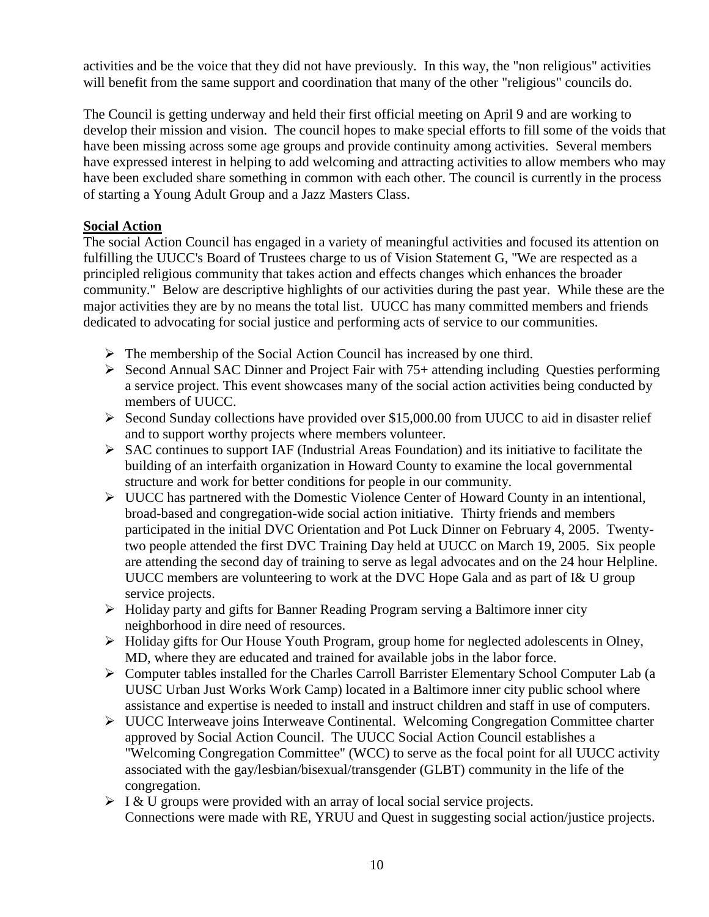activities and be the voice that they did not have previously. In this way, the "non religious" activities will benefit from the same support and coordination that many of the other "religious" councils do.

The Council is getting underway and held their first official meeting on April 9 and are working to develop their mission and vision. The council hopes to make special efforts to fill some of the voids that have been missing across some age groups and provide continuity among activities. Several members have expressed interest in helping to add welcoming and attracting activities to allow members who may have been excluded share something in common with each other. The council is currently in the process of starting a Young Adult Group and a Jazz Masters Class.

**Social Action**

The social Action Council has engaged in a variety of meaningful activities and focused its attention on fulfilling the UUCC's Board of Trustees charge to us of Vision Statement G, "We are respected as a principled religious community that takes action and effects changes which enhances the broader community." Below are descriptive highlights of our activities during the past year. While these are the major activities they are by no means the total list. UUCC has many committed members and friends dedicated to advocating for social justice and performing acts of service to our communities.

- The membership of the Social Action Council has increased by one third.
- Second Annual SAC Dinner and Project Fair with 75+ attending including Questies performing a service project. This event showcases many of the social action activities being conducted by members of UUCC.
- Second Sunday collections have provided over $15,000.00 from UUCC to aid in disaster relief and to support worthy projects where members volunteer.
- SAC continues to support IAF (Industrial Areas Foundation) and its initiative to facilitate the building of an interfaith organization in Howard County to examine the local governmental structure and work for better conditions for people in our community.
- UUCC has partnered with the Domestic Violence Center of Howard County in an intentional, broad-based and congregation-wide social action initiative. Thirty friends and members participated in the initial DVC Orientation and Pot Luck Dinner on February 4, 2005. Twenty-two people attended the first DVC Training Day held at UUCC on March 19, 2005. Six people are attending the second day of training to serve as legal advocates and on the 24 hour Helpline. UUCC members are volunteering to work at the DVC Hope Gala and as part of I& U group service projects.
- Holiday party and gifts for Banner Reading Program serving a Baltimore inner city neighborhood in dire need of resources.
- Holiday gifts for Our House Youth Program, group home for neglected adolescents in Olney, MD, where they are educated and trained for available jobs in the labor force.
- Computer tables installed for the Charles Carroll Barrister Elementary School Computer Lab (a UUSC Urban Just Works Work Camp) located in a Baltimore inner city public school where assistance and expertise is needed to install and instruct children and staff in use of computers.
- UUCC Interweave joins Interweave Continental. Welcoming Congregation Committee charter approved by Social Action Council. The UUCC Social Action Council establishes a "Welcoming Congregation Committee" (WCC) to serve as the focal point for all UUCC activity associated with the gay/lesbian/bisexual/transgender (GLBT) community in the life of the congregation.
- I & U groups were provided with an array of local social service projects.
  Connections were made with RE, YRUU and Quest in suggesting social action/justice projects.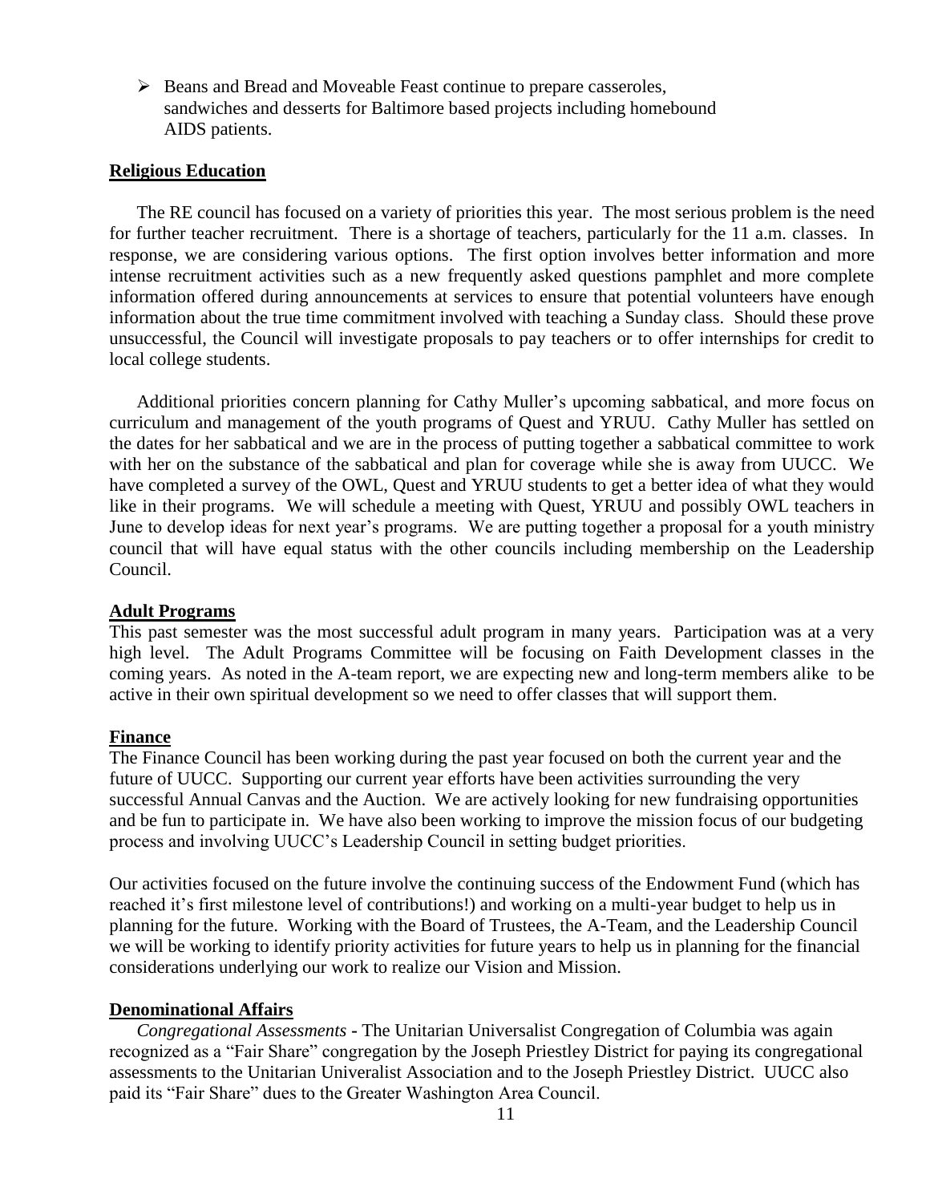- Beans and Bread and Moveable Feast continue to prepare casseroles, sandwiches and desserts for Baltimore based projects including homebound AIDS patients.

## Religious Education

The RE council has focused on a variety of priorities this year. The most serious problem is the need for further teacher recruitment. There is a shortage of teachers, particularly for the 11 a.m. classes. In response, we are considering various options. The first option involves better information and more intense recruitment activities such as a new frequently asked questions pamphlet and more complete information offered during announcements at services to ensure that potential volunteers have enough information about the true time commitment involved with teaching a Sunday class. Should these prove unsuccessful, the Council will investigate proposals to pay teachers or to offer internships for credit to local college students.

Additional priorities concern planning for Cathy Muller's upcoming sabbatical, and more focus on curriculum and management of the youth programs of Quest and YRUU. Cathy Muller has settled on the dates for her sabbatical and we are in the process of putting together a sabbatical committee to work with her on the substance of the sabbatical and plan for coverage while she is away from UUCC. We have completed a survey of the OWL, Quest and YRUU students to get a better idea of what they would like in their programs. We will schedule a meeting with Quest, YRUU and possibly OWL teachers in June to develop ideas for next year's programs. We are putting together a proposal for a youth ministry council that will have equal status with the other councils including membership on the Leadership Council.

## Adult Programs

This past semester was the most successful adult program in many years. Participation was at a very high level. The Adult Programs Committee will be focusing on Faith Development classes in the coming years. As noted in the A-team report, we are expecting new and long-term members alike to be active in their own spiritual development so we need to offer classes that will support them.

## Finance

The Finance Council has been working during the past year focused on both the current year and the future of UUCC. Supporting our current year efforts have been activities surrounding the very successful Annual Canvas and the Auction. We are actively looking for new fundraising opportunities and be fun to participate in. We have also been working to improve the mission focus of our budgeting process and involving UUCC's Leadership Council in setting budget priorities.

Our activities focused on the future involve the continuing success of the Endowment Fund (which has reached it's first milestone level of contributions!) and working on a multi-year budget to help us in planning for the future. Working with the Board of Trustees, the A-Team, and the Leadership Council we will be working to identify priority activities for future years to help us in planning for the financial considerations underlying our work to realize our Vision and Mission.

## Denominational Affairs

*Congregational Assessments* - The Unitarian Universalist Congregation of Columbia was again recognized as a "Fair Share" congregation by the Joseph Priestley District for paying its congregational assessments to the Unitarian Univeralist Association and to the Joseph Priestley District. UUCC also paid its "Fair Share" dues to the Greater Washington Area Council.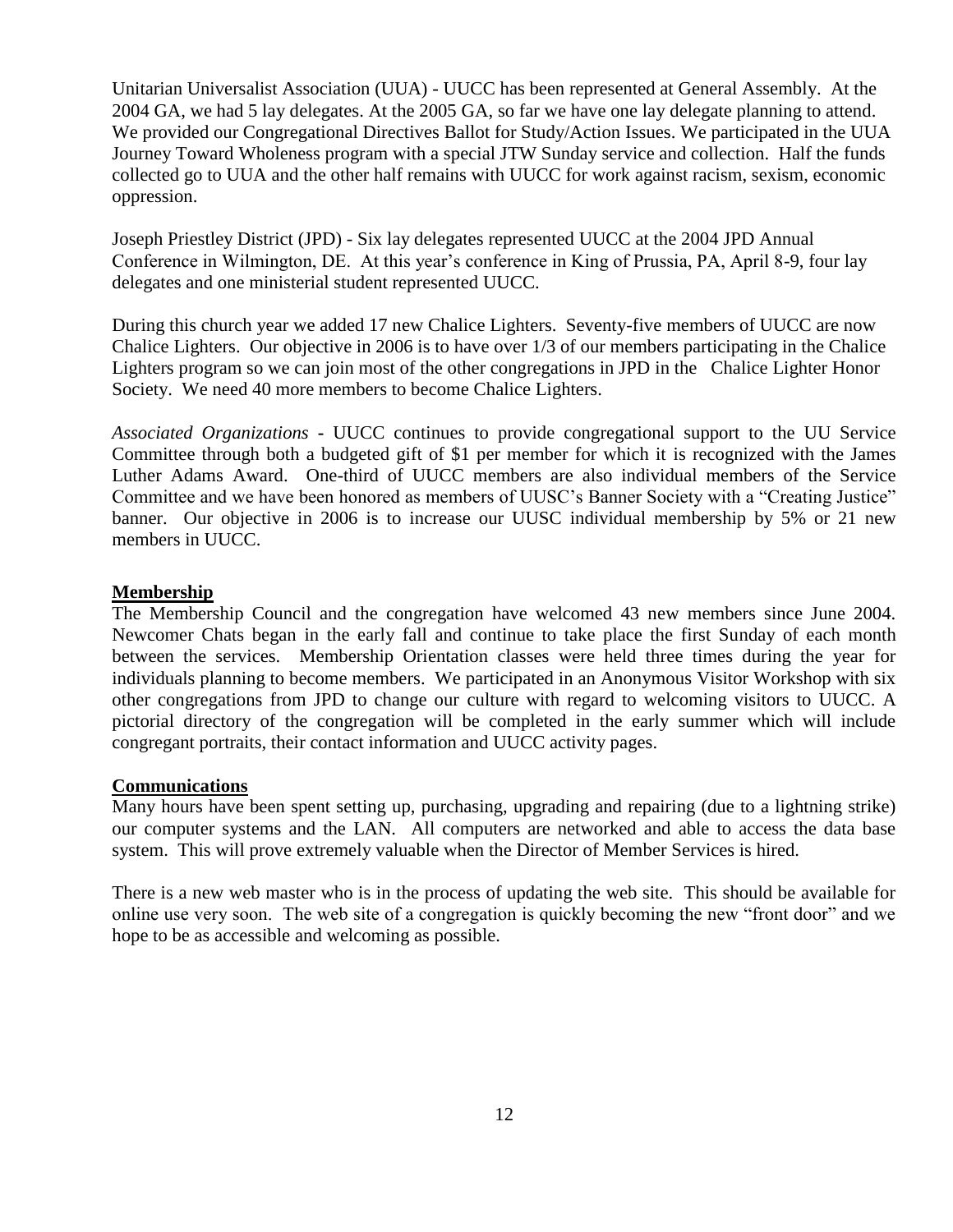Unitarian Universalist Association (UUA) - UUCC has been represented at General Assembly. At the 2004 GA, we had 5 lay delegates. At the 2005 GA, so far we have one lay delegate planning to attend. We provided our Congregational Directives Ballot for Study/Action Issues. We participated in the UUA Journey Toward Wholeness program with a special JTW Sunday service and collection. Half the funds collected go to UUA and the other half remains with UUCC for work against racism, sexism, economic oppression.

Joseph Priestley District (JPD) - Six lay delegates represented UUCC at the 2004 JPD Annual Conference in Wilmington, DE. At this year's conference in King of Prussia, PA, April 8-9, four lay delegates and one ministerial student represented UUCC.

During this church year we added 17 new Chalice Lighters. Seventy-five members of UUCC are now Chalice Lighters. Our objective in 2006 is to have over 1/3 of our members participating in the Chalice Lighters program so we can join most of the other congregations in JPD in the Chalice Lighter Honor Society. We need 40 more members to become Chalice Lighters.

*Associated Organizations* - UUCC continues to provide congregational support to the UU Service Committee through both a budgeted gift of $1 per member for which it is recognized with the James Luther Adams Award. One-third of UUCC members are also individual members of the Service Committee and we have been honored as members of UUSC's Banner Society with a "Creating Justice" banner. Our objective in 2006 is to increase our UUSC individual membership by 5% or 21 new members in UUCC.

## Membership

The Membership Council and the congregation have welcomed 43 new members since June 2004. Newcomer Chats began in the early fall and continue to take place the first Sunday of each month between the services. Membership Orientation classes were held three times during the year for individuals planning to become members. We participated in an Anonymous Visitor Workshop with six other congregations from JPD to change our culture with regard to welcoming visitors to UUCC. A pictorial directory of the congregation will be completed in the early summer which will include congregant portraits, their contact information and UUCC activity pages.

## Communications

Many hours have been spent setting up, purchasing, upgrading and repairing (due to a lightning strike) our computer systems and the LAN. All computers are networked and able to access the data base system. This will prove extremely valuable when the Director of Member Services is hired.

There is a new web master who is in the process of updating the web site. This should be available for online use very soon. The web site of a congregation is quickly becoming the new "front door" and we hope to be as accessible and welcoming as possible.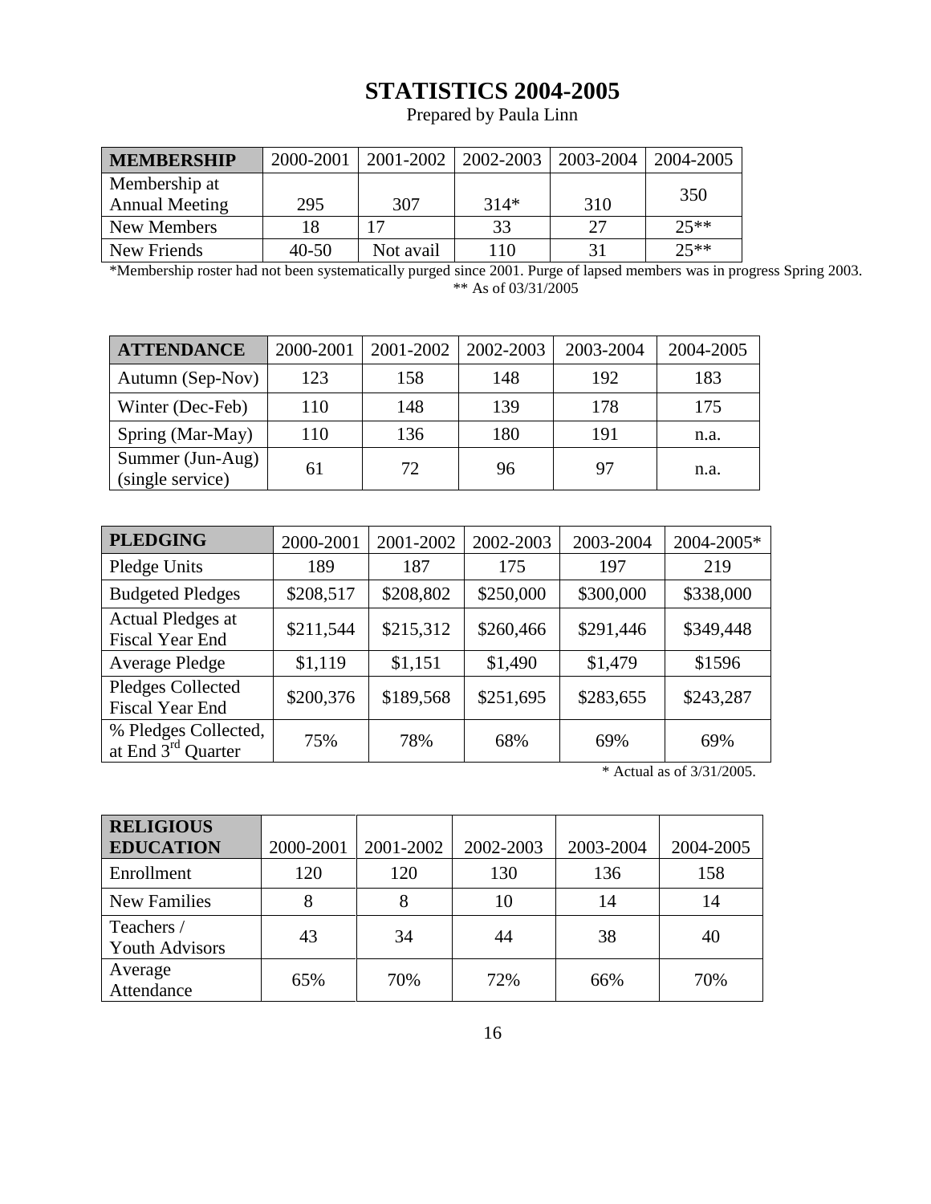# STATISTICS 2004-2005

Prepared by Paula Linn

| MEMBERSHIP | 2000-2001 | 2001-2002 | 2002-2003 | 2003-2004 | 2004-2005 |
|---|---|---|---|---|---|
| Membership at Annual Meeting | 295 | 307 | 314* | 310 | 350 |
| New Members | 18 | 17 | 33 | 27 | 25** |
| New Friends | 40-50 | Not avail | 110 | 31 | 25** |

*Membership roster had not been systematically purged since 2001. Purge of lapsed members was in progress Spring 2003.
** As of 03/31/2005

| ATTENDANCE | 2000-2001 | 2001-2002 | 2002-2003 | 2003-2004 | 2004-2005 |
|---|---|---|---|---|---|
| Autumn (Sep-Nov) | 123 | 158 | 148 | 192 | 183 |
| Winter (Dec-Feb) | 110 | 148 | 139 | 178 | 175 |
| Spring (Mar-May) | 110 | 136 | 180 | 191 | n.a. |
| Summer (Jun-Aug) (single service) | 61 | 72 | 96 | 97 | n.a. |

| PLEDGING | 2000-2001 | 2001-2002 | 2002-2003 | 2003-2004 | 2004-2005* |
|---|---|---|---|---|---|
| Pledge Units | 189 | 187 | 175 | 197 | 219 |
| Budgeted Pledges | $208,517 | $208,802 | $250,000 | $300,000 | $338,000 |
| Actual Pledges at Fiscal Year End | $211,544 | $215,312 | $260,466 | $291,446 | $349,448 |
| Average Pledge | $1,119 | $1,151 | $1,490 | $1,479 | $1596 |
| Pledges Collected Fiscal Year End | $200,376 | $189,568 | $251,695 | $283,655 | $243,287 |
| % Pledges Collected, at End 3rd Quarter | 75% | 78% | 68% | 69% | 69% |

\* Actual as of 3/31/2005.

| RELIGIOUS EDUCATION | 2000-2001 | 2001-2002 | 2002-2003 | 2003-2004 | 2004-2005 |
|---|---|---|---|---|---|
| Enrollment | 120 | 120 | 130 | 136 | 158 |
| New Families | 8 | 8 | 10 | 14 | 14 |
| Teachers / Youth Advisors | 43 | 34 | 44 | 38 | 40 |
| Average Attendance | 65% | 70% | 72% | 66% | 70% |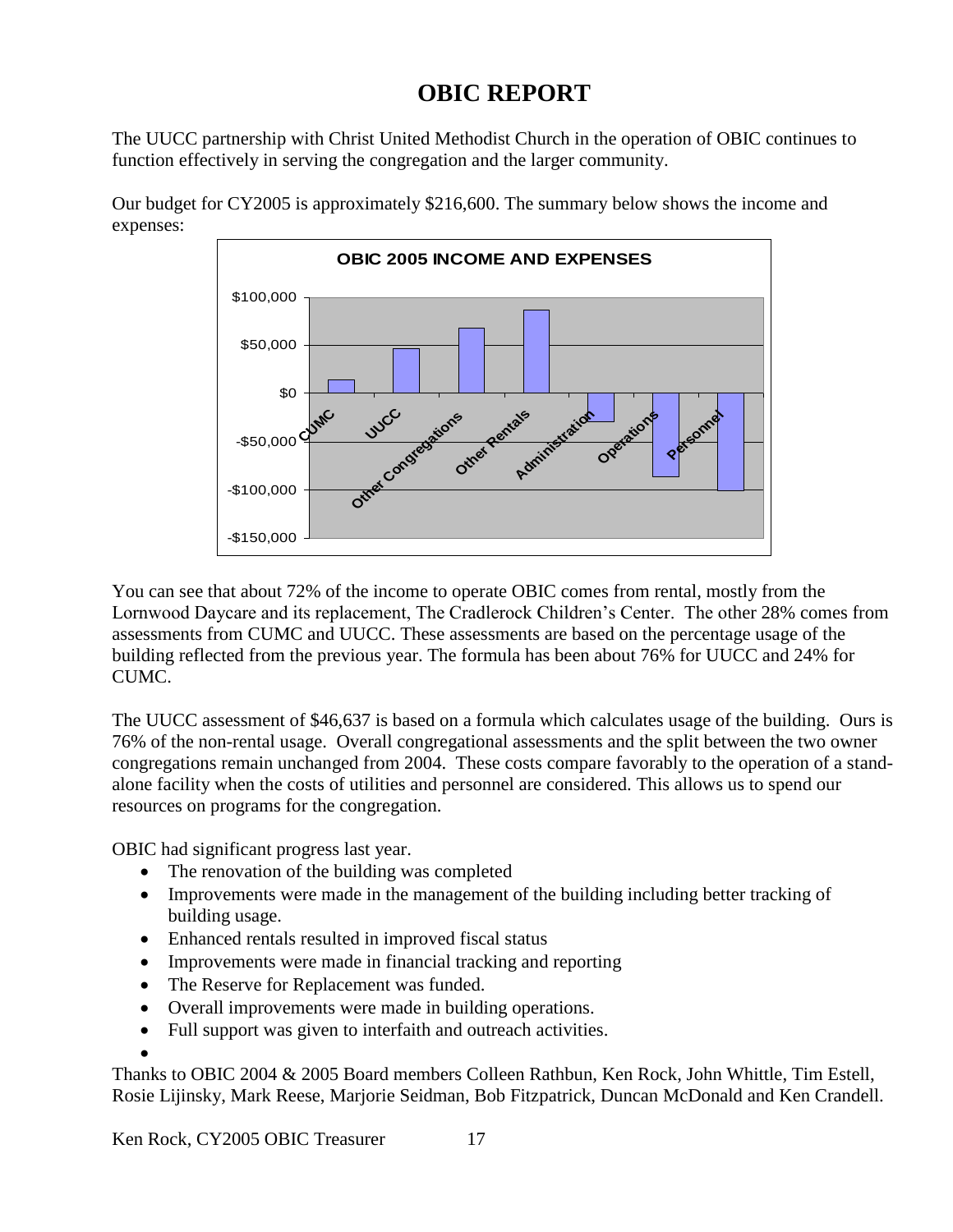# OBIC REPORT

The UUCC partnership with Christ United Methodist Church in the operation of OBIC continues to function effectively in serving the congregation and the larger community.

Our budget for CY2005 is approximately $216,600. The summary below shows the income and expenses:

**OBIC 2005 INCOME AND EXPENSES**

You can see that about 72% of the income to operate OBIC comes from rental, mostly from the Lornwood Daycare and its replacement, The Cradlerock Children's Center. The other 28% comes from assessments from CUMC and UUCC. These assessments are based on the percentage usage of the building reflected from the previous year. The formula has been about 76% for UUCC and 24% for CUMC.

The UUCC assessment of $46,637 is based on a formula which calculates usage of the building. Ours is 76% of the non-rental usage. Overall congregational assessments and the split between the two owner congregations remain unchanged from 2004. These costs compare favorably to the operation of a stand-alone facility when the costs of utilities and personnel are considered. This allows us to spend our resources on programs for the congregation.

OBIC had significant progress last year.

- The renovation of the building was completed
- Improvements were made in the management of the building including better tracking of building usage.
- Enhanced rentals resulted in improved fiscal status
- Improvements were made in financial tracking and reporting
- The Reserve for Replacement was funded.
- Overall improvements were made in building operations.
- Full support was given to interfaith and outreach activities.

Thanks to OBIC 2004 & 2005 Board members Colleen Rathbun, Ken Rock, John Whittle, Tim Estell, Rosie Lijinsky, Mark Reese, Marjorie Seidman, Bob Fitzpatrick, Duncan McDonald and Ken Crandell.

Ken Rock, CY2005 OBIC Treasurer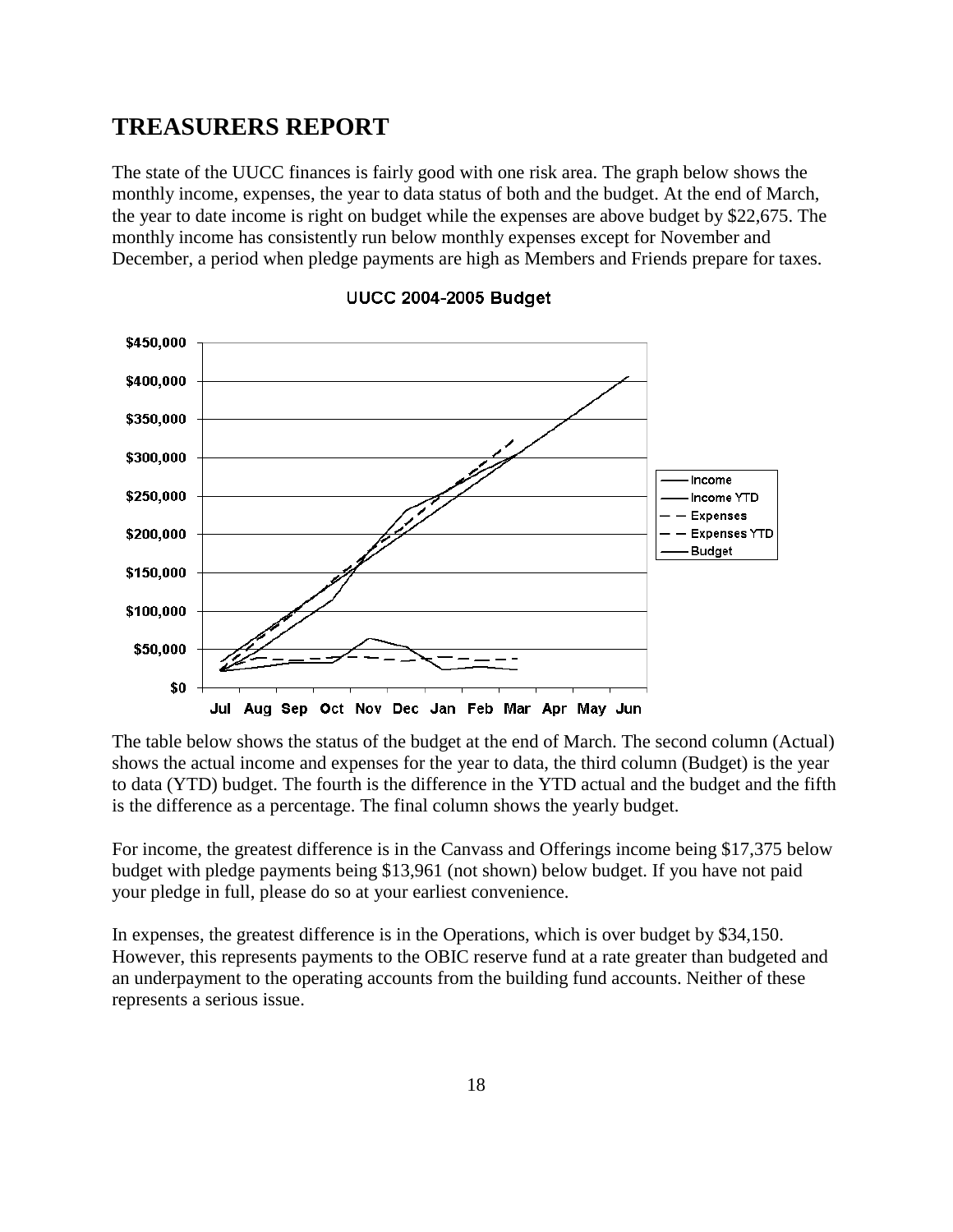# TREASURERS REPORT

The state of the UUCC finances is fairly good with one risk area. The graph below shows the monthly income, expenses, the year to data status of both and the budget. At the end of March, the year to date income is right on budget while the expenses are above budget by $22,675. The monthly income has consistently run below monthly expenses except for November and December, a period when pledge payments are high as Members and Friends prepare for taxes.

UUCC 2004-2005 Budget

The table below shows the status of the budget at the end of March. The second column (Actual) shows the actual income and expenses for the year to data, the third column (Budget) is the year to data (YTD) budget. The fourth is the difference in the YTD actual and the budget and the fifth is the difference as a percentage. The final column shows the yearly budget.

For income, the greatest difference is in the Canvass and Offerings income being $17,375 below budget with pledge payments being $13,961 (not shown) below budget. If you have not paid your pledge in full, please do so at your earliest convenience.

In expenses, the greatest difference is in the Operations, which is over budget by $34,150. However, this represents payments to the OBIC reserve fund at a rate greater than budgeted and an underpayment to the operating accounts from the building fund accounts. Neither of these represents a serious issue.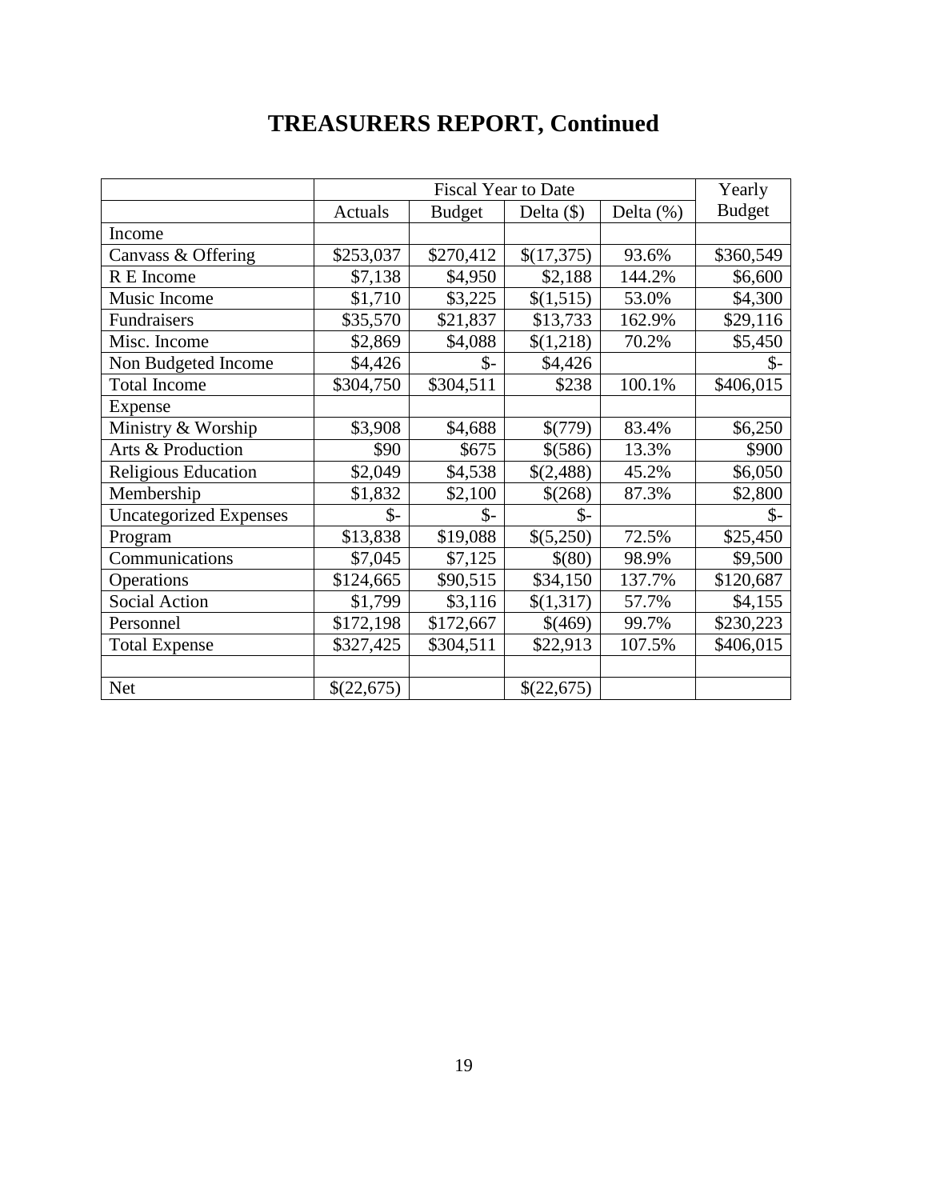# TREASURERS REPORT, Continued

| | Fiscal Year to Date | | | | Yearly |
|---|---|---|---|---|---|
| | Actuals | Budget | Delta ($) | Delta (%) | Budget |
| Income | | | | | |
| Canvass & Offering | $253,037 | $270,412 | $(17,375) | 93.6% | $360,549 |
| R E Income | $7,138 | $4,950 | $2,188 | 144.2% | $6,600 |
| Music Income | $1,710 | $3,225 | $(1,515) | 53.0% | $4,300 |
| Fundraisers | $35,570 | $21,837 | $13,733 | 162.9% | $29,116 |
| Misc. Income | $2,869 | $4,088 | $(1,218) | 70.2% | $5,450 |
| Non Budgeted Income | $4,426 | $- | $4,426 | | $- |
| Total Income | $304,750 | $304,511 | $238 | 100.1% | $406,015 |
| Expense | | | | | |
| Ministry & Worship | $3,908 | $4,688 | $(779) | 83.4% | $6,250 |
| Arts & Production | $90 | $675 | $(586) | 13.3% | $900 |
| Religious Education | $2,049 | $4,538 | $(2,488) | 45.2% | $6,050 |
| Membership | $1,832 | $2,100 | $(268) | 87.3% | $2,800 |
| Uncategorized Expenses | $- | $- | $- | | $- |
| Program | $13,838 | $19,088 | $(5,250) | 72.5% | $25,450 |
| Communications | $7,045 | $7,125 | $(80) | 98.9% | $9,500 |
| Operations | $124,665 | $90,515 | $34,150 | 137.7% | $120,687 |
| Social Action | $1,799 | $3,116 | $(1,317) | 57.7% | $4,155 |
| Personnel | $172,198 | $172,667 | $(469) | 99.7% | $230,223 |
| Total Expense | $327,425 | $304,511 | $22,913 | 107.5% | $406,015 |
| | | | | | |
| Net | $(22,675) | | $(22,675) | | |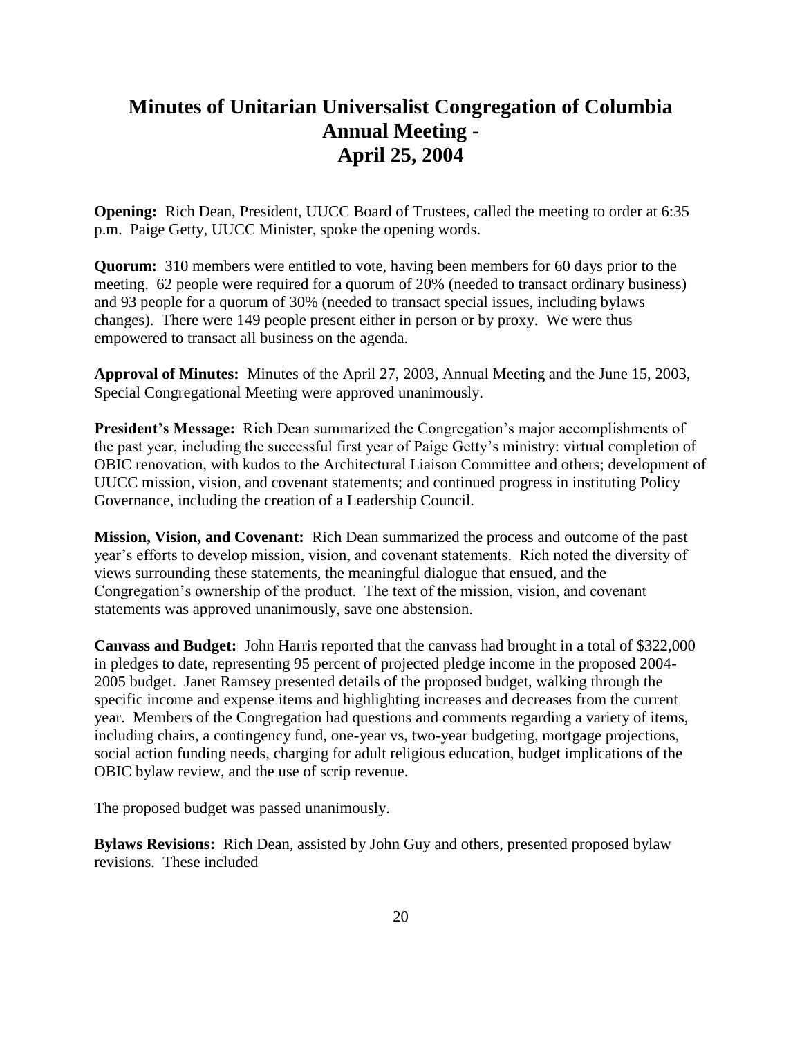# Minutes of Unitarian Universalist Congregation of Columbia Annual Meeting - April 25, 2004

**Opening:** Rich Dean, President, UUCC Board of Trustees, called the meeting to order at 6:35 p.m. Paige Getty, UUCC Minister, spoke the opening words.

**Quorum:** 310 members were entitled to vote, having been members for 60 days prior to the meeting. 62 people were required for a quorum of 20% (needed to transact ordinary business) and 93 people for a quorum of 30% (needed to transact special issues, including bylaws changes). There were 149 people present either in person or by proxy. We were thus empowered to transact all business on the agenda.

**Approval of Minutes:** Minutes of the April 27, 2003, Annual Meeting and the June 15, 2003, Special Congregational Meeting were approved unanimously.

**President's Message:** Rich Dean summarized the Congregation's major accomplishments of the past year, including the successful first year of Paige Getty's ministry: virtual completion of OBIC renovation, with kudos to the Architectural Liaison Committee and others; development of UUCC mission, vision, and covenant statements; and continued progress in instituting Policy Governance, including the creation of a Leadership Council.

**Mission, Vision, and Covenant:** Rich Dean summarized the process and outcome of the past year's efforts to develop mission, vision, and covenant statements. Rich noted the diversity of views surrounding these statements, the meaningful dialogue that ensued, and the Congregation's ownership of the product. The text of the mission, vision, and covenant statements was approved unanimously, save one abstension.

**Canvass and Budget:** John Harris reported that the canvass had brought in a total of $322,000 in pledges to date, representing 95 percent of projected pledge income in the proposed 2004-2005 budget. Janet Ramsey presented details of the proposed budget, walking through the specific income and expense items and highlighting increases and decreases from the current year. Members of the Congregation had questions and comments regarding a variety of items, including chairs, a contingency fund, one-year vs, two-year budgeting, mortgage projections, social action funding needs, charging for adult religious education, budget implications of the OBIC bylaw review, and the use of scrip revenue.

The proposed budget was passed unanimously.

**Bylaws Revisions:** Rich Dean, assisted by John Guy and others, presented proposed bylaw revisions. These included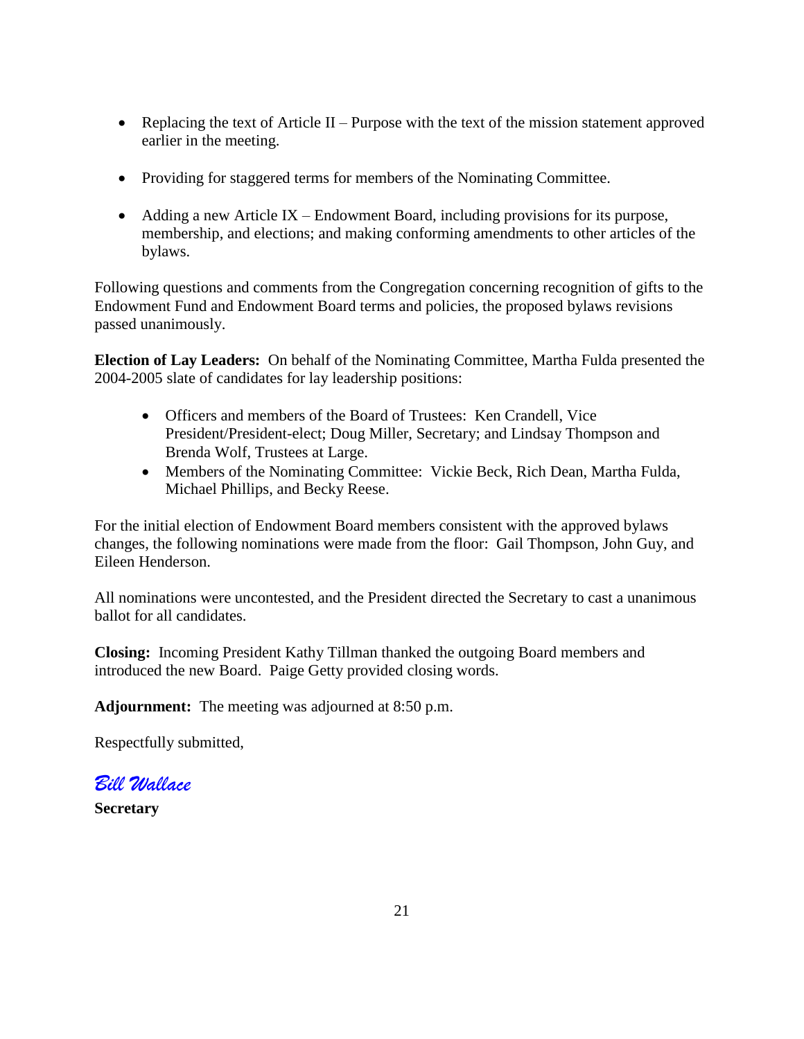- Replacing the text of Article II – Purpose with the text of the mission statement approved earlier in the meeting.
- Providing for staggered terms for members of the Nominating Committee.
- Adding a new Article IX – Endowment Board, including provisions for its purpose, membership, and elections; and making conforming amendments to other articles of the bylaws.

Following questions and comments from the Congregation concerning recognition of gifts to the Endowment Fund and Endowment Board terms and policies, the proposed bylaws revisions passed unanimously.

**Election of Lay Leaders:** On behalf of the Nominating Committee, Martha Fulda presented the 2004-2005 slate of candidates for lay leadership positions:

- Officers and members of the Board of Trustees: Ken Crandell, Vice President/President-elect; Doug Miller, Secretary; and Lindsay Thompson and Brenda Wolf, Trustees at Large.
- Members of the Nominating Committee: Vickie Beck, Rich Dean, Martha Fulda, Michael Phillips, and Becky Reese.

For the initial election of Endowment Board members consistent with the approved bylaws changes, the following nominations were made from the floor: Gail Thompson, John Guy, and Eileen Henderson.

All nominations were uncontested, and the President directed the Secretary to cast a unanimous ballot for all candidates.

**Closing:** Incoming President Kathy Tillman thanked the outgoing Board members and introduced the new Board. Paige Getty provided closing words.

**Adjournment:** The meeting was adjourned at 8:50 p.m.

Respectfully submitted,

*Bill Wallace*

**Secretary**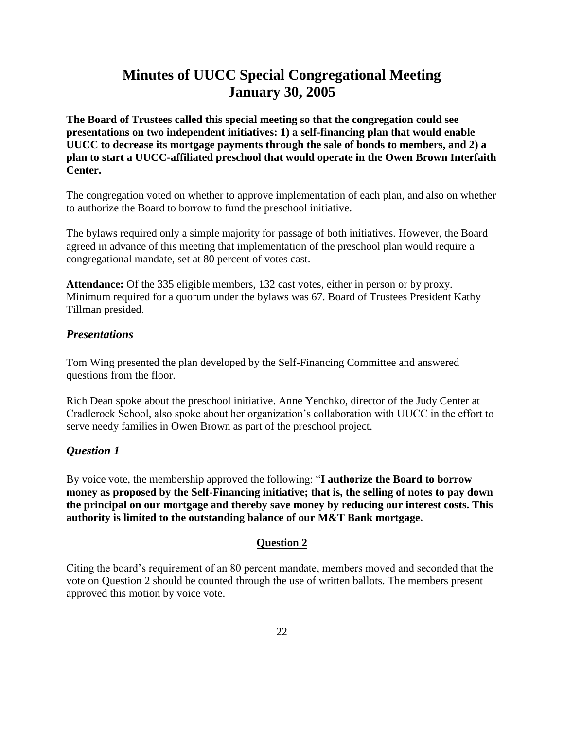# Minutes of UUCC Special Congregational Meeting January 30, 2005

**The Board of Trustees called this special meeting so that the congregation could see presentations on two independent initiatives: 1) a self-financing plan that would enable UUCC to decrease its mortgage payments through the sale of bonds to members, and 2) a plan to start a UUCC-affiliated preschool that would operate in the Owen Brown Interfaith Center.**

The congregation voted on whether to approve implementation of each plan, and also on whether to authorize the Board to borrow to fund the preschool initiative.

The bylaws required only a simple majority for passage of both initiatives. However, the Board agreed in advance of this meeting that implementation of the preschool plan would require a congregational mandate, set at 80 percent of votes cast.

**Attendance:** Of the 335 eligible members, 132 cast votes, either in person or by proxy. Minimum required for a quorum under the bylaws was 67. Board of Trustees President Kathy Tillman presided.

## *Presentations*

Tom Wing presented the plan developed by the Self-Financing Committee and answered questions from the floor.

Rich Dean spoke about the preschool initiative. Anne Yenchko, director of the Judy Center at Cradlerock School, also spoke about her organization's collaboration with UUCC in the effort to serve needy families in Owen Brown as part of the preschool project.

## *Question 1*

By voice vote, the membership approved the following: "**I authorize the Board to borrow money as proposed by the Self-Financing initiative; that is, the selling of notes to pay down the principal on our mortgage and thereby save money by reducing our interest costs. This authority is limited to the outstanding balance of our M&T Bank mortgage.**

## Question 2

Citing the board's requirement of an 80 percent mandate, members moved and seconded that the vote on Question 2 should be counted through the use of written ballots. The members present approved this motion by voice vote.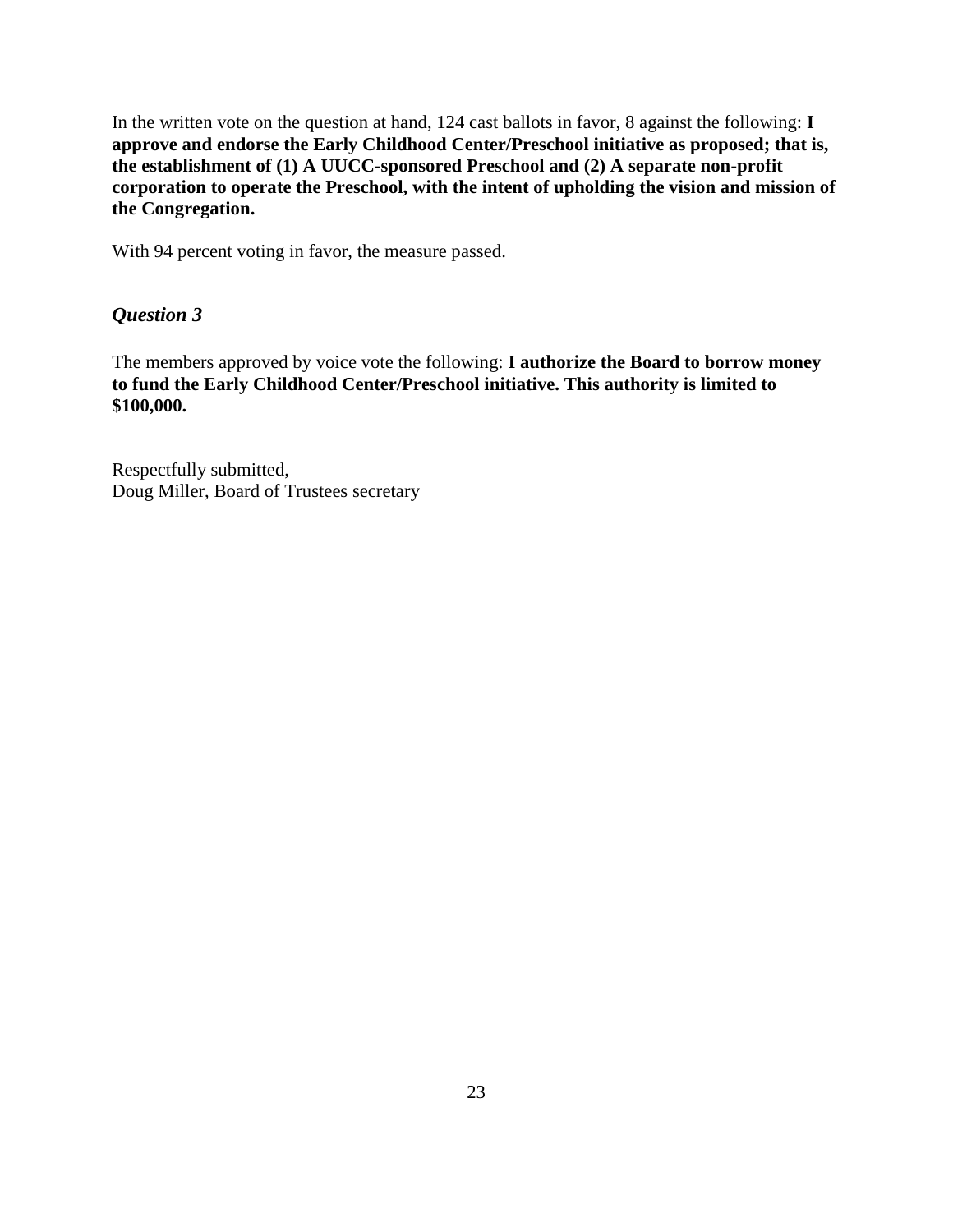In the written vote on the question at hand, 124 cast ballots in favor, 8 against the following: **I approve and endorse the Early Childhood Center/Preschool initiative as proposed; that is, the establishment of (1) A UUCC-sponsored Preschool and (2) A separate non-profit corporation to operate the Preschool, with the intent of upholding the vision and mission of the Congregation.**

With 94 percent voting in favor, the measure passed.

### *Question 3*

The members approved by voice vote the following: **I authorize the Board to borrow money to fund the Early Childhood Center/Preschool initiative. This authority is limited to $100,000.**

Respectfully submitted,
Doug Miller, Board of Trustees secretary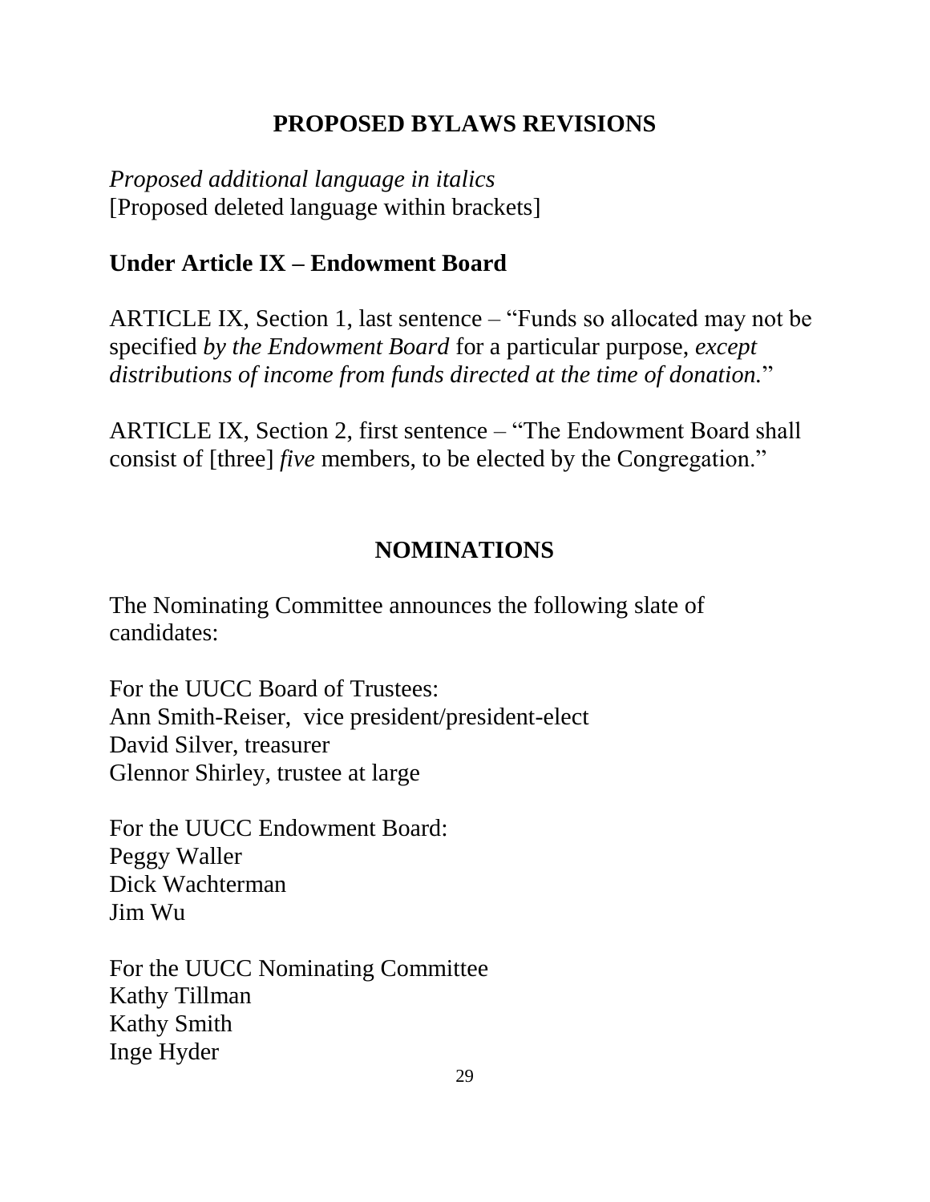## PROPOSED BYLAWS REVISIONS

*Proposed additional language in italics*
[Proposed deleted language within brackets]

### Under Article IX – Endowment Board

ARTICLE IX, Section 1, last sentence – "Funds so allocated may not be specified *by the Endowment Board* for a particular purpose, *except distributions of income from funds directed at the time of donation.*"

ARTICLE IX, Section 2, first sentence – "The Endowment Board shall consist of [three] *five* members, to be elected by the Congregation."

## NOMINATIONS

The Nominating Committee announces the following slate of candidates:

For the UUCC Board of Trustees:
Ann Smith-Reiser, vice president/president-elect
David Silver, treasurer
Glennor Shirley, trustee at large

For the UUCC Endowment Board:
Peggy Waller
Dick Wachterman
Jim Wu

For the UUCC Nominating Committee
Kathy Tillman
Kathy Smith
Inge Hyder